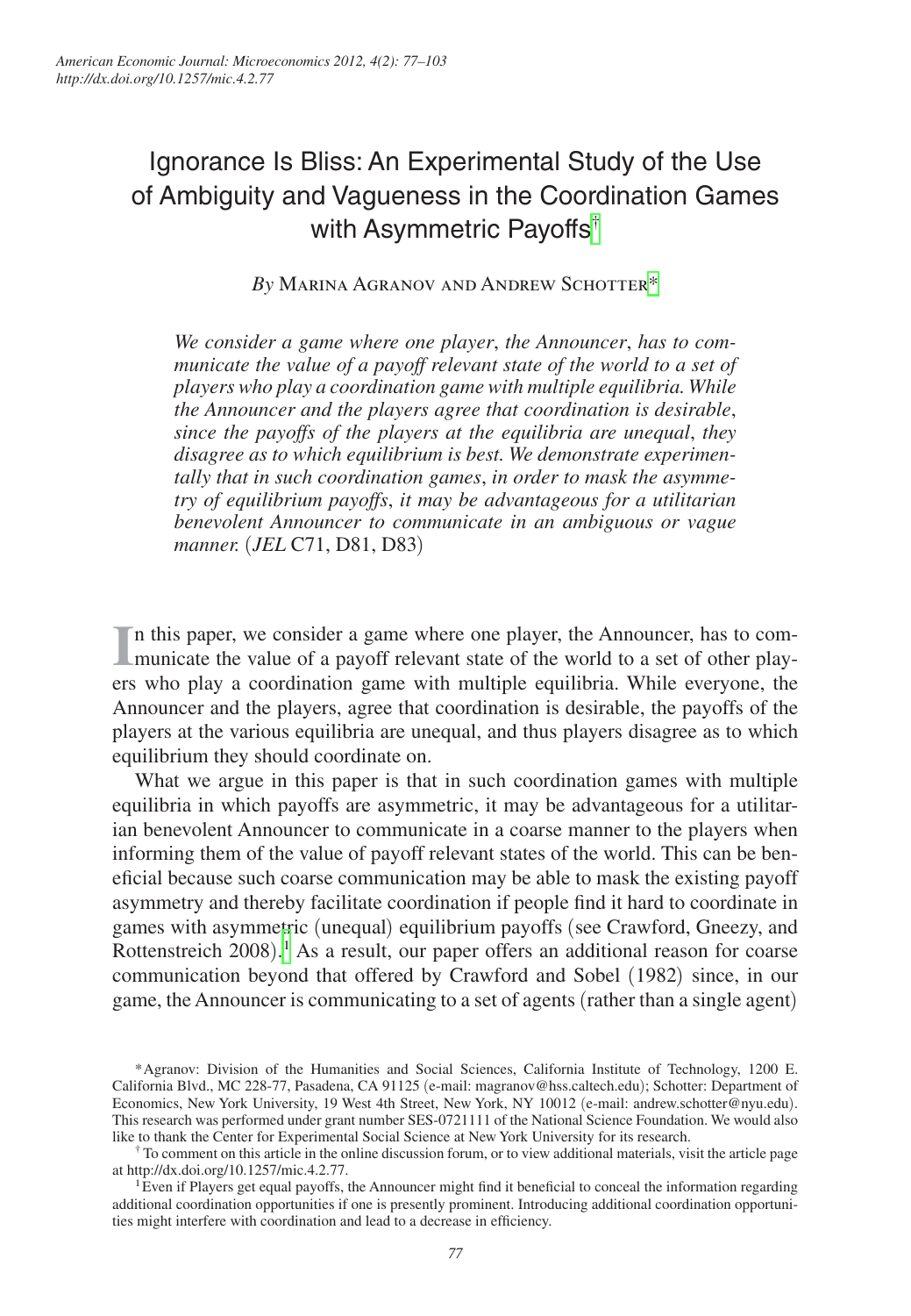# Ignorance Is Bliss: An Experimental Study of the Use of Ambiguity and Vagueness in the Coordination Games with Asymmetric Payoffs[†]

*By* Marina Agranov and Andrew Schotter[*]

*We consider a game where one player, the Announcer, has to communicate the value of a payoff relevant state of the world to a set of players who play a coordination game with multiple equilibria. While the Announcer and the players agree that coordination is desirable, since the payoffs of the players at the equilibria are unequal, they disagree as to which equilibrium is best. We demonstrate experimentally that in such coordination games, in order to mask the asymmetry of equilibrium payoffs, it may be advantageous for a utilitarian benevolent Announcer to communicate in an ambiguous or vague manner.* (*JEL* C71, D81, D83)

In this paper, we consider a game where one player, the Announcer, has to communicate the value of a payoff relevant state of the world to a set of other players who play a coordination game with multiple equilibria. While everyone, the Announcer and the players, agree that coordination is desirable, the payoffs of the players at the various equilibria are unequal, and thus players disagree as to which equilibrium they should coordinate on.

What we argue in this paper is that in such coordination games with multiple equilibria in which payoffs are asymmetric, it may be advantageous for a utilitarian benevolent Announcer to communicate in a coarse manner to the players when informing them of the value of payoff relevant states of the world. This can be beneficial because such coarse communication may be able to mask the existing payoff asymmetry and thereby facilitate coordination if people find it hard to coordinate in games with asymmetric (unequal) equilibrium payoffs (see Crawford, Gneezy, and Rottenstreich 2008).[1] As a result, our paper offers an additional reason for coarse communication beyond that offered by Crawford and Sobel (1982) since, in our game, the Announcer is communicating to a set of agents (rather than a single agent)

---

[*] Agranov: Division of the Humanities and Social Sciences, California Institute of Technology, 1200 E. California Blvd., MC 228-77, Pasadena, CA 91125 (e-mail: magranov@hss.caltech.edu); Schotter: Department of Economics, New York University, 19 West 4th Street, New York, NY 10012 (e-mail: andrew.schotter@nyu.edu). This research was performed under grant number SES-0721111 of the National Science Foundation. We would also like to thank the Center for Experimental Social Science at New York University for its research.

[†] To comment on this article in the online discussion forum, or to view additional materials, visit the article page at http://dx.doi.org/10.1257/mic.4.2.77.

[1] Even if Players get equal payoffs, the Announcer might find it beneficial to conceal the information regarding additional coordination opportunities if one is presently prominent. Introducing additional coordination opportunities might interfere with coordination and lead to a decrease in efficiency.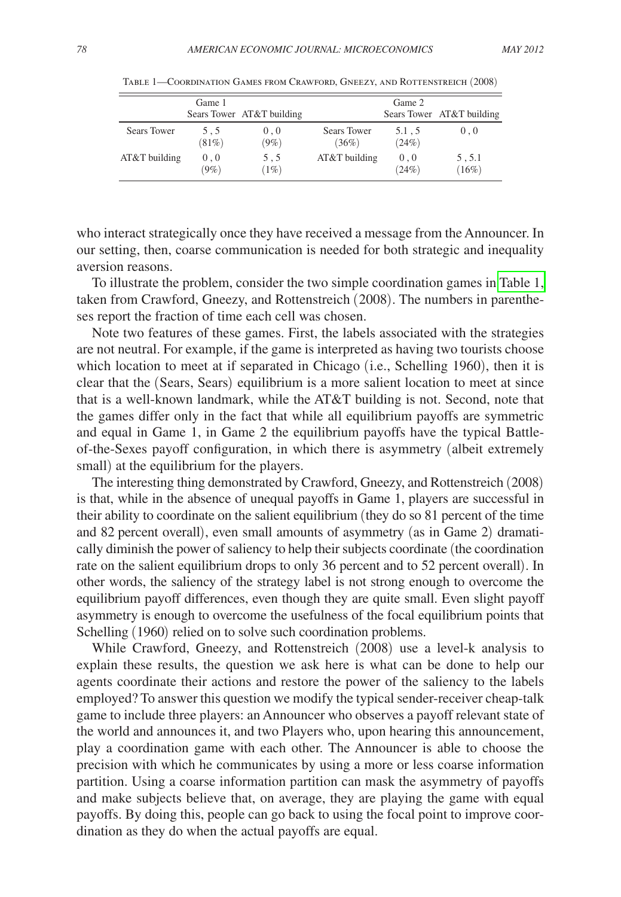Table 1—Coordination Games from Crawford, Gneezy, and Rottenstreich (2008)

| | Game 1 | | | Game 2 | |
|---|---|---|---|---|---|
| | Sears Tower | AT&T building | | Sears Tower | AT&T building |
| Sears Tower | 5 , 5 (81%) | 0 , 0 (9%) | Sears Tower (36%) | 5.1 , 5 (24%) | 0 , 0 |
| AT&T building | 0 , 0 (9%) | 5 , 5 (1%) | AT&T building | 0 , 0 (24%) | 5 , 5.1 (16%) |

who interact strategically once they have received a message from the Announcer. In our setting, then, coarse communication is needed for both strategic and inequality aversion reasons.

To illustrate the problem, consider the two simple coordination games in Table 1, taken from Crawford, Gneezy, and Rottenstreich (2008). The numbers in parentheses report the fraction of time each cell was chosen.

Note two features of these games. First, the labels associated with the strategies are not neutral. For example, if the game is interpreted as having two tourists choose which location to meet at if separated in Chicago (i.e., Schelling 1960), then it is clear that the (Sears, Sears) equilibrium is a more salient location to meet at since that is a well-known landmark, while the AT&T building is not. Second, note that the games differ only in the fact that while all equilibrium payoffs are symmetric and equal in Game 1, in Game 2 the equilibrium payoffs have the typical Battle-of-the-Sexes payoff configuration, in which there is asymmetry (albeit extremely small) at the equilibrium for the players.

The interesting thing demonstrated by Crawford, Gneezy, and Rottenstreich (2008) is that, while in the absence of unequal payoffs in Game 1, players are successful in their ability to coordinate on the salient equilibrium (they do so 81 percent of the time and 82 percent overall), even small amounts of asymmetry (as in Game 2) dramatically diminish the power of saliency to help their subjects coordinate (the coordination rate on the salient equilibrium drops to only 36 percent and to 52 percent overall). In other words, the saliency of the strategy label is not strong enough to overcome the equilibrium payoff differences, even though they are quite small. Even slight payoff asymmetry is enough to overcome the usefulness of the focal equilibrium points that Schelling (1960) relied on to solve such coordination problems.

While Crawford, Gneezy, and Rottenstreich (2008) use a level-k analysis to explain these results, the question we ask here is what can be done to help our agents coordinate their actions and restore the power of the saliency to the labels employed? To answer this question we modify the typical sender-receiver cheap-talk game to include three players: an Announcer who observes a payoff relevant state of the world and announces it, and two Players who, upon hearing this announcement, play a coordination game with each other. The Announcer is able to choose the precision with which he communicates by using a more or less coarse information partition. Using a coarse information partition can mask the asymmetry of payoffs and make subjects believe that, on average, they are playing the game with equal payoffs. By doing this, people can go back to using the focal point to improve coordination as they do when the actual payoffs are equal.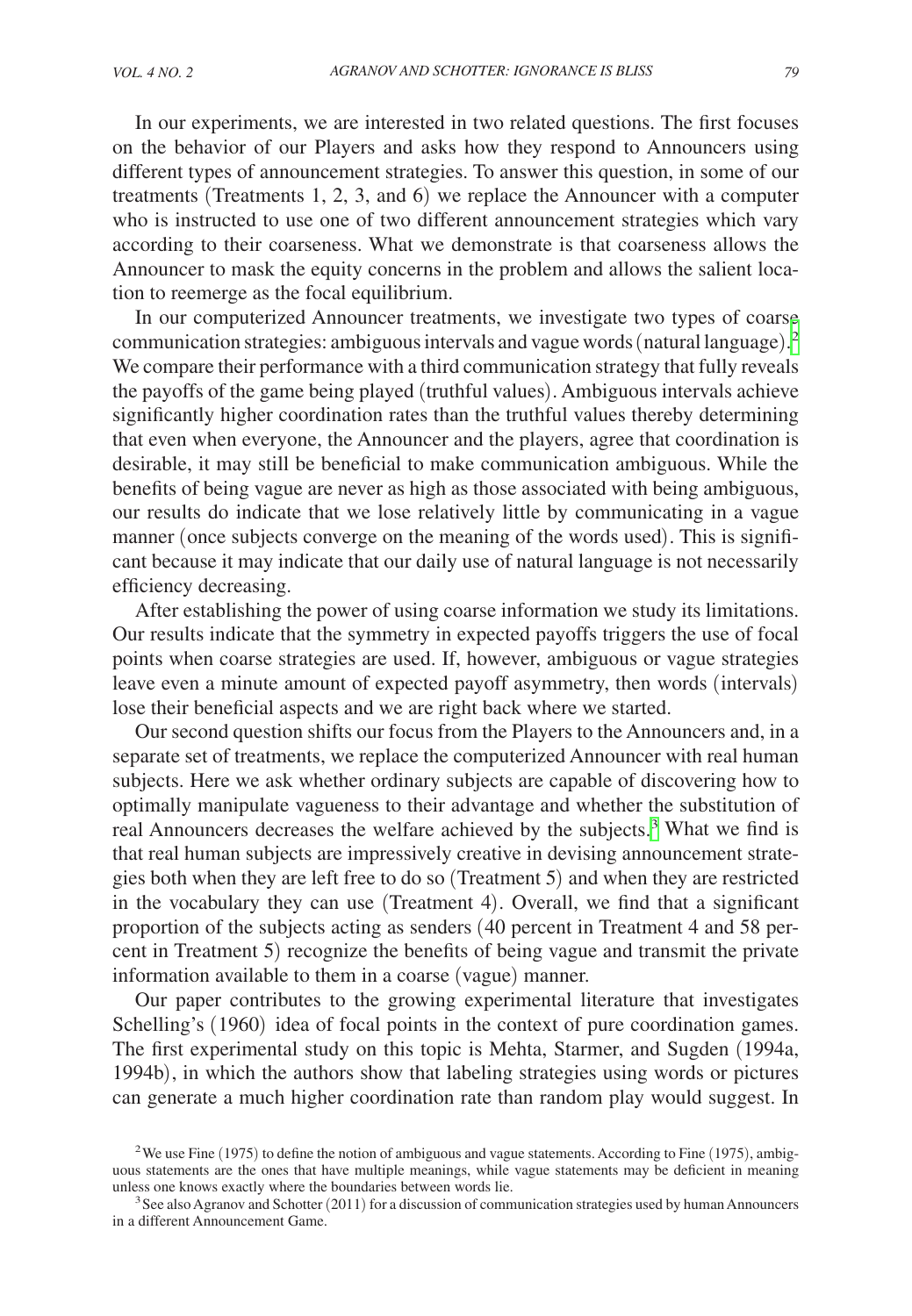In our experiments, we are interested in two related questions. The first focuses on the behavior of our Players and asks how they respond to Announcers using different types of announcement strategies. To answer this question, in some of our treatments (Treatments 1, 2, 3, and 6) we replace the Announcer with a computer who is instructed to use one of two different announcement strategies which vary according to their coarseness. What we demonstrate is that coarseness allows the Announcer to mask the equity concerns in the problem and allows the salient location to reemerge as the focal equilibrium.

In our computerized Announcer treatments, we investigate two types of coarse communication strategies: ambiguous intervals and vague words (natural language).[2] We compare their performance with a third communication strategy that fully reveals the payoffs of the game being played (truthful values). Ambiguous intervals achieve significantly higher coordination rates than the truthful values thereby determining that even when everyone, the Announcer and the players, agree that coordination is desirable, it may still be beneficial to make communication ambiguous. While the benefits of being vague are never as high as those associated with being ambiguous, our results do indicate that we lose relatively little by communicating in a vague manner (once subjects converge on the meaning of the words used). This is significant because it may indicate that our daily use of natural language is not necessarily efficiency decreasing.

After establishing the power of using coarse information we study its limitations. Our results indicate that the symmetry in expected payoffs triggers the use of focal points when coarse strategies are used. If, however, ambiguous or vague strategies leave even a minute amount of expected payoff asymmetry, then words (intervals) lose their beneficial aspects and we are right back where we started.

Our second question shifts our focus from the Players to the Announcers and, in a separate set of treatments, we replace the computerized Announcer with real human subjects. Here we ask whether ordinary subjects are capable of discovering how to optimally manipulate vagueness to their advantage and whether the substitution of real Announcers decreases the welfare achieved by the subjects.[3] What we find is that real human subjects are impressively creative in devising announcement strategies both when they are left free to do so (Treatment 5) and when they are restricted in the vocabulary they can use (Treatment 4). Overall, we find that a significant proportion of the subjects acting as senders (40 percent in Treatment 4 and 58 percent in Treatment 5) recognize the benefits of being vague and transmit the private information available to them in a coarse (vague) manner.

Our paper contributes to the growing experimental literature that investigates Schelling's (1960) idea of focal points in the context of pure coordination games. The first experimental study on this topic is Mehta, Starmer, and Sugden (1994a, 1994b), in which the authors show that labeling strategies using words or pictures can generate a much higher coordination rate than random play would suggest. In

[2] We use Fine (1975) to define the notion of ambiguous and vague statements. According to Fine (1975), ambiguous statements are the ones that have multiple meanings, while vague statements may be deficient in meaning unless one knows exactly where the boundaries between words lie.

[3] See also Agranov and Schotter (2011) for a discussion of communication strategies used by human Announcers in a different Announcement Game.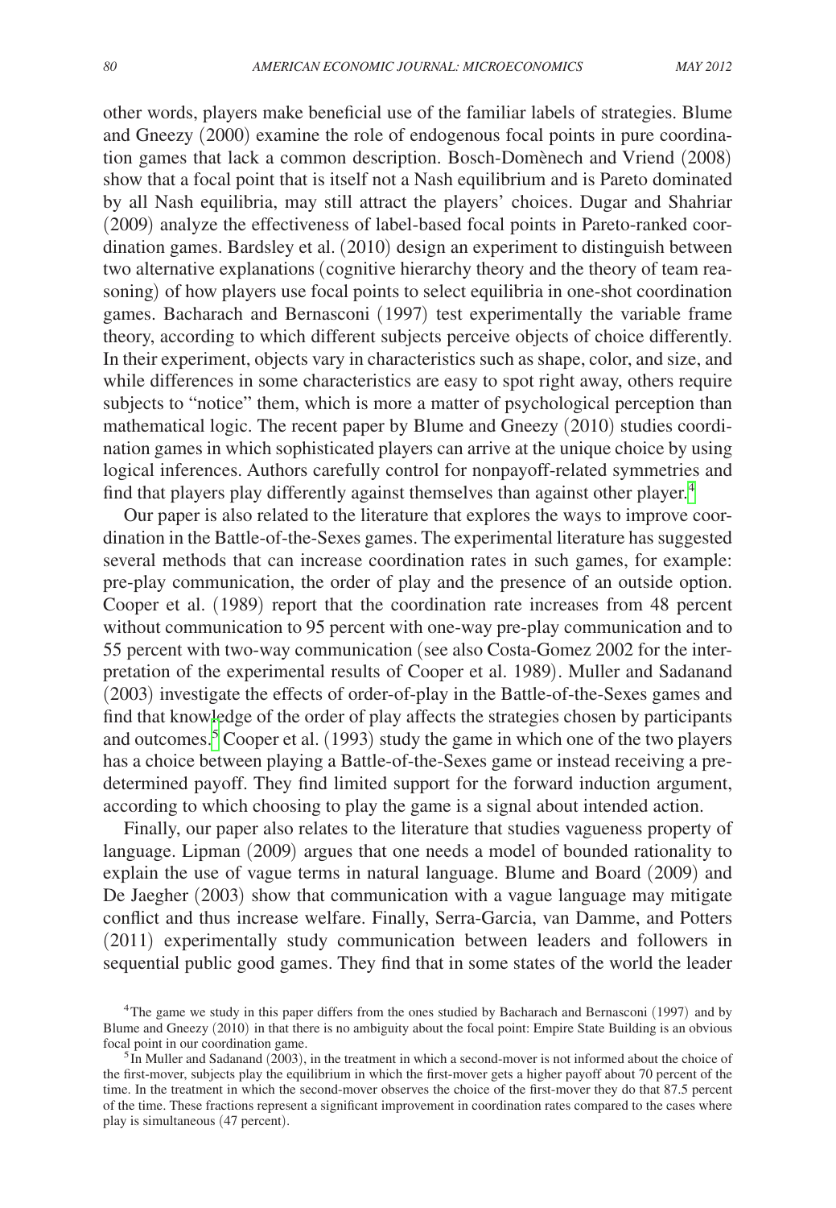other words, players make beneficial use of the familiar labels of strategies. Blume and Gneezy (2000) examine the role of endogenous focal points in pure coordination games that lack a common description. Bosch-Domènech and Vriend (2008) show that a focal point that is itself not a Nash equilibrium and is Pareto dominated by all Nash equilibria, may still attract the players' choices. Dugar and Shahriar (2009) analyze the effectiveness of label-based focal points in Pareto-ranked coordination games. Bardsley et al. (2010) design an experiment to distinguish between two alternative explanations (cognitive hierarchy theory and the theory of team reasoning) of how players use focal points to select equilibria in one-shot coordination games. Bacharach and Bernasconi (1997) test experimentally the variable frame theory, according to which different subjects perceive objects of choice differently. In their experiment, objects vary in characteristics such as shape, color, and size, and while differences in some characteristics are easy to spot right away, others require subjects to "notice" them, which is more a matter of psychological perception than mathematical logic. The recent paper by Blume and Gneezy (2010) studies coordination games in which sophisticated players can arrive at the unique choice by using logical inferences. Authors carefully control for nonpayoff-related symmetries and find that players play differently against themselves than against other player.[4]

Our paper is also related to the literature that explores the ways to improve coordination in the Battle-of-the-Sexes games. The experimental literature has suggested several methods that can increase coordination rates in such games, for example: pre-play communication, the order of play and the presence of an outside option. Cooper et al. (1989) report that the coordination rate increases from 48 percent without communication to 95 percent with one-way pre-play communication and to 55 percent with two-way communication (see also Costa-Gomez 2002 for the interpretation of the experimental results of Cooper et al. 1989). Muller and Sadanand (2003) investigate the effects of order-of-play in the Battle-of-the-Sexes games and find that knowledge of the order of play affects the strategies chosen by participants and outcomes.[5] Cooper et al. (1993) study the game in which one of the two players has a choice between playing a Battle-of-the-Sexes game or instead receiving a predetermined payoff. They find limited support for the forward induction argument, according to which choosing to play the game is a signal about intended action.

Finally, our paper also relates to the literature that studies vagueness property of language. Lipman (2009) argues that one needs a model of bounded rationality to explain the use of vague terms in natural language. Blume and Board (2009) and De Jaegher (2003) show that communication with a vague language may mitigate conflict and thus increase welfare. Finally, Serra-Garcia, van Damme, and Potters (2011) experimentally study communication between leaders and followers in sequential public good games. They find that in some states of the world the leader

[4] The game we study in this paper differs from the ones studied by Bacharach and Bernasconi (1997) and by Blume and Gneezy (2010) in that there is no ambiguity about the focal point: Empire State Building is an obvious focal point in our coordination game.

[5] In Muller and Sadanand (2003), in the treatment in which a second-mover is not informed about the choice of the first-mover, subjects play the equilibrium in which the first-mover gets a higher payoff about 70 percent of the time. In the treatment in which the second-mover observes the choice of the first-mover they do that 87.5 percent of the time. These fractions represent a significant improvement in coordination rates compared to the cases where play is simultaneous (47 percent).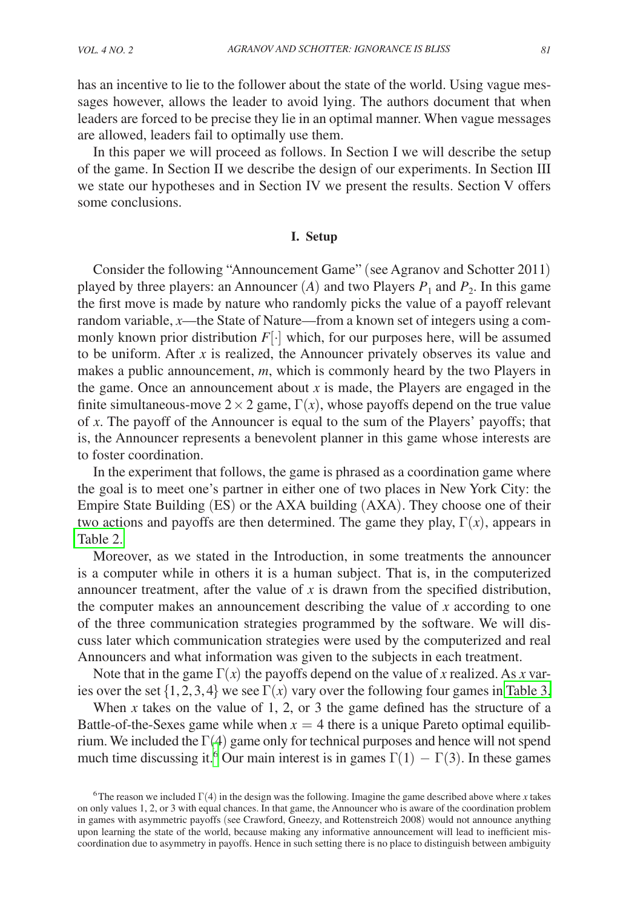has an incentive to lie to the follower about the state of the world. Using vague messages however, allows the leader to avoid lying. The authors document that when leaders are forced to be precise they lie in an optimal manner. When vague messages are allowed, leaders fail to optimally use them.

In this paper we will proceed as follows. In Section I we will describe the setup of the game. In Section II we describe the design of our experiments. In Section III we state our hypotheses and in Section IV we present the results. Section V offers some conclusions.

## I. Setup

Consider the following "Announcement Game" (see Agranov and Schotter 2011) played by three players: an Announcer $(A)$ and two Players $P_1$ and $P_2$. In this game the first move is made by nature who randomly picks the value of a payoff relevant random variable, $x$—the State of Nature—from a known set of integers using a commonly known prior distribution $F[\cdot]$ which, for our purposes here, will be assumed to be uniform. After $x$ is realized, the Announcer privately observes its value and makes a public announcement, $m$, which is commonly heard by the two Players in the game. Once an announcement about $x$ is made, the Players are engaged in the finite simultaneous-move $2 \times 2$ game, $\Gamma(x)$, whose payoffs depend on the true value of $x$. The payoff of the Announcer is equal to the sum of the Players' payoffs; that is, the Announcer represents a benevolent planner in this game whose interests are to foster coordination.

In the experiment that follows, the game is phrased as a coordination game where the goal is to meet one's partner in either one of two places in New York City: the Empire State Building (ES) or the AXA building (AXA). They choose one of their two actions and payoffs are then determined. The game they play, $\Gamma(x)$, appears in Table 2.

Moreover, as we stated in the Introduction, in some treatments the announcer is a computer while in others it is a human subject. That is, in the computerized announcer treatment, after the value of $x$ is drawn from the specified distribution, the computer makes an announcement describing the value of $x$ according to one of the three communication strategies programmed by the software. We will discuss later which communication strategies were used by the computerized and real Announcers and what information was given to the subjects in each treatment.

Note that in the game $\Gamma(x)$ the payoffs depend on the value of $x$ realized. As $x$ varies over the set $\{1, 2, 3, 4\}$ we see $\Gamma(x)$ vary over the following four games in Table 3.

When $x$ takes on the value of 1, 2, or 3 the game defined has the structure of a Battle-of-the-Sexes game while when $x = 4$ there is a unique Pareto optimal equilibrium. We included the $\Gamma(4)$ game only for technical purposes and hence will not spend much time discussing it.[6] Our main interest is in games $\Gamma(1) - \Gamma(3)$. In these games

[6] The reason we included $\Gamma(4)$ in the design was the following. Imagine the game described above where $x$ takes on only values 1, 2, or 3 with equal chances. In that game, the Announcer who is aware of the coordination problem in games with asymmetric payoffs (see Crawford, Gneezy, and Rottenstreich 2008) would not announce anything upon learning the state of the world, because making any informative announcement will lead to inefficient miscoordination due to asymmetry in payoffs. Hence in such setting there is no place to distinguish between ambiguity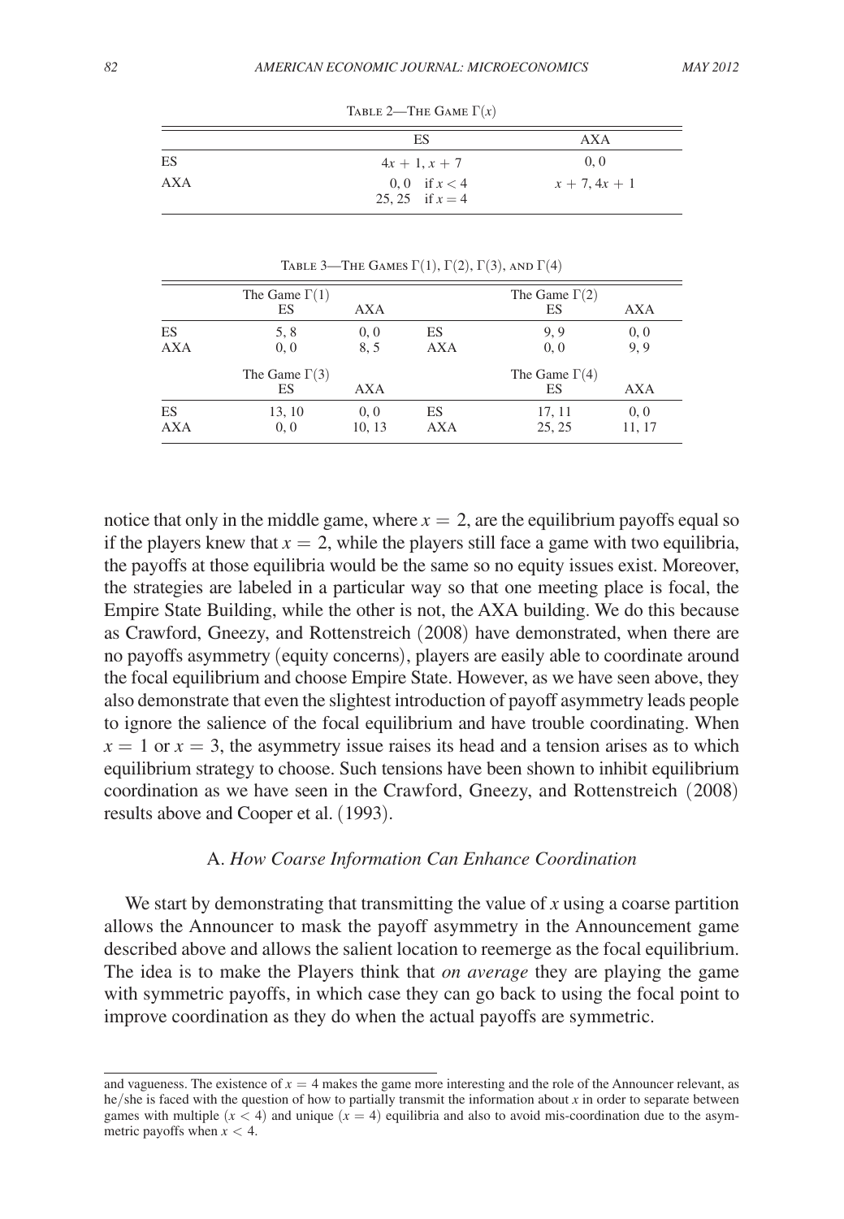Table 2—The Game $\Gamma(x)$

| | ES | AXA |
|---|---|---|
| ES | $4x + 1, x + 7$ | $0, 0$ |
| AXA | $0, 0$ if $x < 4$; $25, 25$ if $x = 4$ | $x + 7, 4x + 1$ |

Table 3—The Games $\Gamma(1)$, $\Gamma(2)$, $\Gamma(3)$, and $\Gamma(4)$

| | The Game $\Gamma(1)$ ES | AXA | | The Game $\Gamma(2)$ ES | AXA |
|---|---|---|---|---|---|
| ES | 5, 8 | 0, 0 | ES | 9, 9 | 0, 0 |
| AXA | 0, 0 | 8, 5 | AXA | 0, 0 | 9, 9 |
| | The Game $\Gamma(3)$ ES | AXA | | The Game $\Gamma(4)$ ES | AXA |
| ES | 13, 10 | 0, 0 | ES | 17, 11 | 0, 0 |
| AXA | 0, 0 | 10, 13 | AXA | 25, 25 | 11, 17 |

notice that only in the middle game, where $x = 2$, are the equilibrium payoffs equal so if the players knew that $x = 2$, while the players still face a game with two equilibria, the payoffs at those equilibria would be the same so no equity issues exist. Moreover, the strategies are labeled in a particular way so that one meeting place is focal, the Empire State Building, while the other is not, the AXA building. We do this because as Crawford, Gneezy, and Rottenstreich (2008) have demonstrated, when there are no payoffs asymmetry (equity concerns), players are easily able to coordinate around the focal equilibrium and choose Empire State. However, as we have seen above, they also demonstrate that even the slightest introduction of payoff asymmetry leads people to ignore the salience of the focal equilibrium and have trouble coordinating. When $x = 1$ or $x = 3$, the asymmetry issue raises its head and a tension arises as to which equilibrium strategy to choose. Such tensions have been shown to inhibit equilibrium coordination as we have seen in the Crawford, Gneezy, and Rottenstreich (2008) results above and Cooper et al. (1993).

### A. *How Coarse Information Can Enhance Coordination*

We start by demonstrating that transmitting the value of $x$ using a coarse partition allows the Announcer to mask the payoff asymmetry in the Announcement game described above and allows the salient location to reemerge as the focal equilibrium. The idea is to make the Players think that *on average* they are playing the game with symmetric payoffs, in which case they can go back to using the focal point to improve coordination as they do when the actual payoffs are symmetric.

---

and vagueness. The existence of $x = 4$ makes the game more interesting and the role of the Announcer relevant, as he/she is faced with the question of how to partially transmit the information about $x$ in order to separate between games with multiple ($x < 4$) and unique ($x = 4$) equilibria and also to avoid mis-coordination due to the asymmetric payoffs when $x < 4$.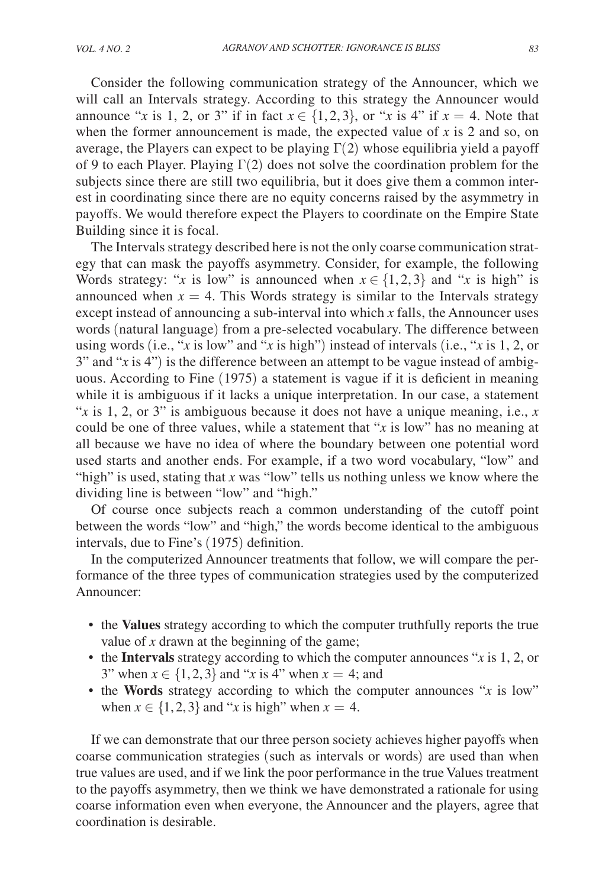Consider the following communication strategy of the Announcer, which we will call an Intervals strategy. According to this strategy the Announcer would announce "$x$ is 1, 2, or 3" if in fact $x \in \{1, 2, 3\}$, or "$x$ is 4" if $x = 4$. Note that when the former announcement is made, the expected value of $x$ is 2 and so, on average, the Players can expect to be playing $\Gamma(2)$ whose equilibria yield a payoff of 9 to each Player. Playing $\Gamma(2)$ does not solve the coordination problem for the subjects since there are still two equilibria, but it does give them a common interest in coordinating since there are no equity concerns raised by the asymmetry in payoffs. We would therefore expect the Players to coordinate on the Empire State Building since it is focal.

The Intervals strategy described here is not the only coarse communication strategy that can mask the payoffs asymmetry. Consider, for example, the following Words strategy: "$x$ is low" is announced when $x \in \{1, 2, 3\}$ and "$x$ is high" is announced when $x = 4$. This Words strategy is similar to the Intervals strategy except instead of announcing a sub-interval into which $x$ falls, the Announcer uses words (natural language) from a pre-selected vocabulary. The difference between using words (i.e., "$x$ is low" and "$x$ is high") instead of intervals (i.e., "$x$ is 1, 2, or 3" and "$x$ is 4") is the difference between an attempt to be vague instead of ambiguous. According to Fine (1975) a statement is vague if it is deficient in meaning while it is ambiguous if it lacks a unique interpretation. In our case, a statement "$x$ is 1, 2, or 3" is ambiguous because it does not have a unique meaning, i.e., $x$ could be one of three values, while a statement that "$x$ is low" has no meaning at all because we have no idea of where the boundary between one potential word used starts and another ends. For example, if a two word vocabulary, "low" and "high" is used, stating that $x$ was "low" tells us nothing unless we know where the dividing line is between "low" and "high."

Of course once subjects reach a common understanding of the cutoff point between the words "low" and "high," the words become identical to the ambiguous intervals, due to Fine's (1975) definition.

In the computerized Announcer treatments that follow, we will compare the performance of the three types of communication strategies used by the computerized Announcer:

- the **Values** strategy according to which the computer truthfully reports the true value of $x$ drawn at the beginning of the game;
- the **Intervals** strategy according to which the computer announces "$x$ is 1, 2, or 3" when $x \in \{1, 2, 3\}$ and "$x$ is 4" when $x = 4$; and
- the **Words** strategy according to which the computer announces "$x$ is low" when $x \in \{1, 2, 3\}$ and "$x$ is high" when $x = 4$.

If we can demonstrate that our three person society achieves higher payoffs when coarse communication strategies (such as intervals or words) are used than when true values are used, and if we link the poor performance in the true Values treatment to the payoffs asymmetry, then we think we have demonstrated a rationale for using coarse information even when everyone, the Announcer and the players, agree that coordination is desirable.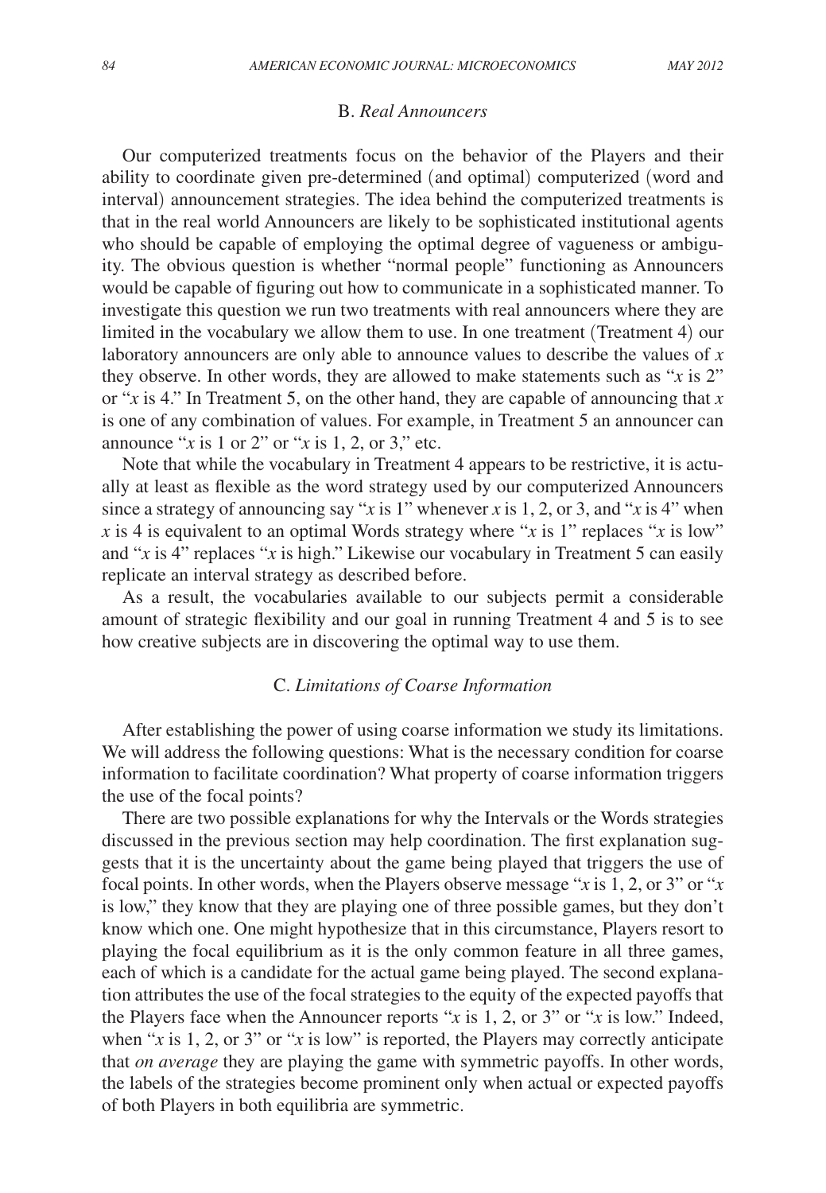### B. *Real Announcers*

Our computerized treatments focus on the behavior of the Players and their ability to coordinate given pre-determined (and optimal) computerized (word and interval) announcement strategies. The idea behind the computerized treatments is that in the real world Announcers are likely to be sophisticated institutional agents who should be capable of employing the optimal degree of vagueness or ambiguity. The obvious question is whether "normal people" functioning as Announcers would be capable of figuring out how to communicate in a sophisticated manner. To investigate this question we run two treatments with real announcers where they are limited in the vocabulary we allow them to use. In one treatment (Treatment 4) our laboratory announcers are only able to announce values to describe the values of $x$ they observe. In other words, they are allowed to make statements such as "$x$ is 2" or "$x$ is 4." In Treatment 5, on the other hand, they are capable of announcing that $x$ is one of any combination of values. For example, in Treatment 5 an announcer can announce "$x$ is 1 or 2" or "$x$ is 1, 2, or 3," etc.

Note that while the vocabulary in Treatment 4 appears to be restrictive, it is actually at least as flexible as the word strategy used by our computerized Announcers since a strategy of announcing say "$x$ is 1" whenever $x$ is 1, 2, or 3, and "$x$ is 4" when $x$ is 4 is equivalent to an optimal Words strategy where "$x$ is 1" replaces "$x$ is low" and "$x$ is 4" replaces "$x$ is high." Likewise our vocabulary in Treatment 5 can easily replicate an interval strategy as described before.

As a result, the vocabularies available to our subjects permit a considerable amount of strategic flexibility and our goal in running Treatment 4 and 5 is to see how creative subjects are in discovering the optimal way to use them.

### C. *Limitations of Coarse Information*

After establishing the power of using coarse information we study its limitations. We will address the following questions: What is the necessary condition for coarse information to facilitate coordination? What property of coarse information triggers the use of the focal points?

There are two possible explanations for why the Intervals or the Words strategies discussed in the previous section may help coordination. The first explanation suggests that it is the uncertainty about the game being played that triggers the use of focal points. In other words, when the Players observe message "$x$ is 1, 2, or 3" or "$x$ is low," they know that they are playing one of three possible games, but they don't know which one. One might hypothesize that in this circumstance, Players resort to playing the focal equilibrium as it is the only common feature in all three games, each of which is a candidate for the actual game being played. The second explanation attributes the use of the focal strategies to the equity of the expected payoffs that the Players face when the Announcer reports "$x$ is 1, 2, or 3" or "$x$ is low." Indeed, when "$x$ is 1, 2, or 3" or "$x$ is low" is reported, the Players may correctly anticipate that *on average* they are playing the game with symmetric payoffs. In other words, the labels of the strategies become prominent only when actual or expected payoffs of both Players in both equilibria are symmetric.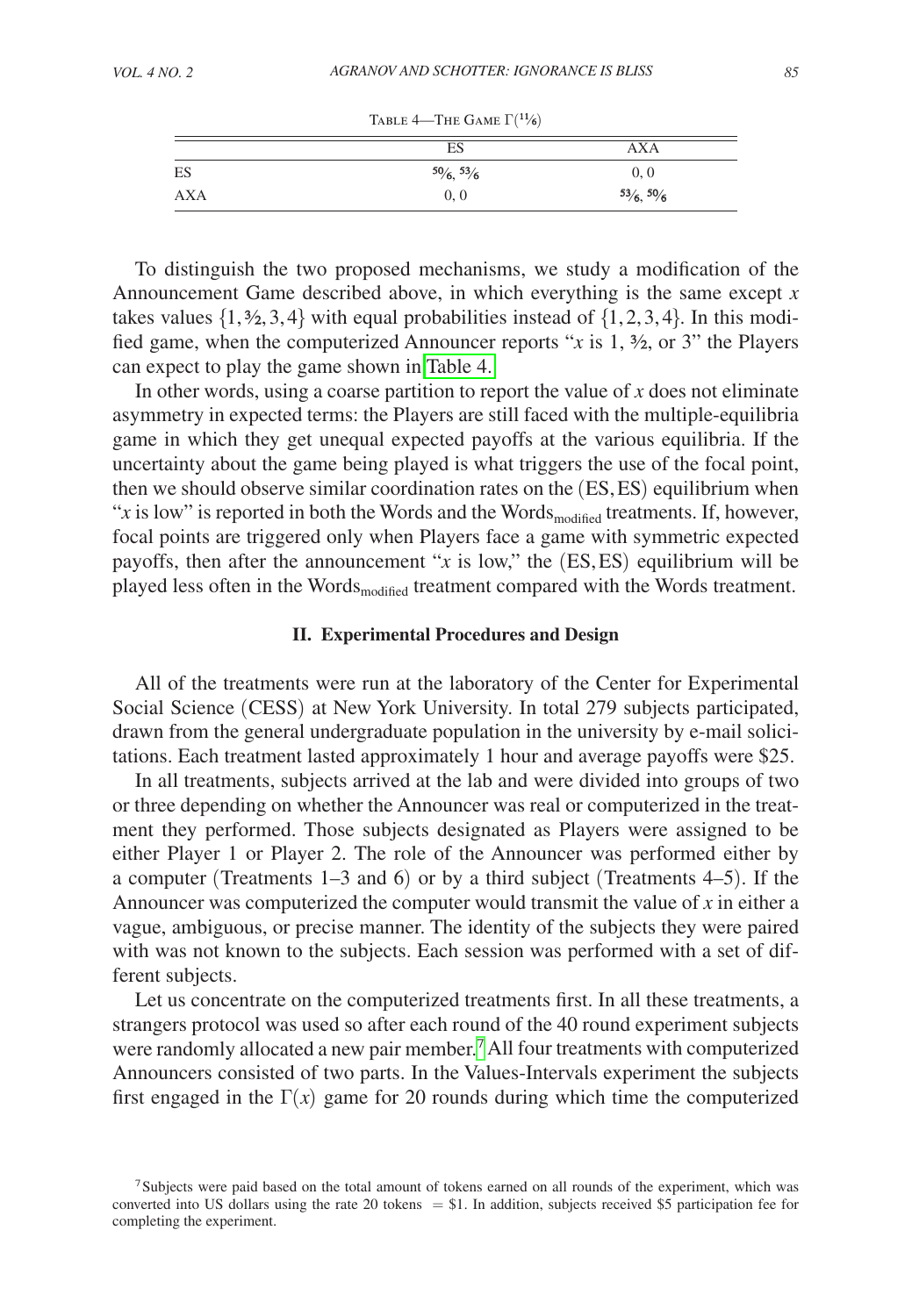Table 4—The Game $\Gamma(11/6)$

| | ES | AXA |
|---|---|---|
| ES | $50/6$, $53/6$ | 0, 0 |
| AXA | 0, 0 | $53/6$, $50/6$ |

To distinguish the two proposed mechanisms, we study a modification of the Announcement Game described above, in which everything is the same except $x$ takes values $\{1, 3/2, 3, 4\}$ with equal probabilities instead of $\{1, 2, 3, 4\}$. In this modified game, when the computerized Announcer reports "$x$ is 1, $3/2$, or 3" the Players can expect to play the game shown in Table 4.

In other words, using a coarse partition to report the value of $x$ does not eliminate asymmetry in expected terms: the Players are still faced with the multiple-equilibria game in which they get unequal expected payoffs at the various equilibria. If the uncertainty about the game being played is what triggers the use of the focal point, then we should observe similar coordination rates on the $(\text{ES}, \text{ES})$ equilibrium when "$x$ is low" is reported in both the Words and the $\text{Words}_{\text{modified}}$ treatments. If, however, focal points are triggered only when Players face a game with symmetric expected payoffs, then after the announcement "$x$ is low," the $(\text{ES}, \text{ES})$ equilibrium will be played less often in the $\text{Words}_{\text{modified}}$ treatment compared with the Words treatment.

## II. Experimental Procedures and Design

All of the treatments were run at the laboratory of the Center for Experimental Social Science (CESS) at New York University. In total 279 subjects participated, drawn from the general undergraduate population in the university by e-mail solicitations. Each treatment lasted approximately 1 hour and average payoffs were \$25.

In all treatments, subjects arrived at the lab and were divided into groups of two or three depending on whether the Announcer was real or computerized in the treatment they performed. Those subjects designated as Players were assigned to be either Player 1 or Player 2. The role of the Announcer was performed either by a computer (Treatments 1–3 and 6) or by a third subject (Treatments 4–5). If the Announcer was computerized the computer would transmit the value of $x$ in either a vague, ambiguous, or precise manner. The identity of the subjects they were paired with was not known to the subjects. Each session was performed with a set of different subjects.

Let us concentrate on the computerized treatments first. In all these treatments, a strangers protocol was used so after each round of the 40 round experiment subjects were randomly allocated a new pair member.[7] All four treatments with computerized Announcers consisted of two parts. In the Values-Intervals experiment the subjects first engaged in the $\Gamma(x)$ game for 20 rounds during which time the computerized

[7] Subjects were paid based on the total amount of tokens earned on all rounds of the experiment, which was converted into US dollars using the rate 20 tokens = \$1. In addition, subjects received \$5 participation fee for completing the experiment.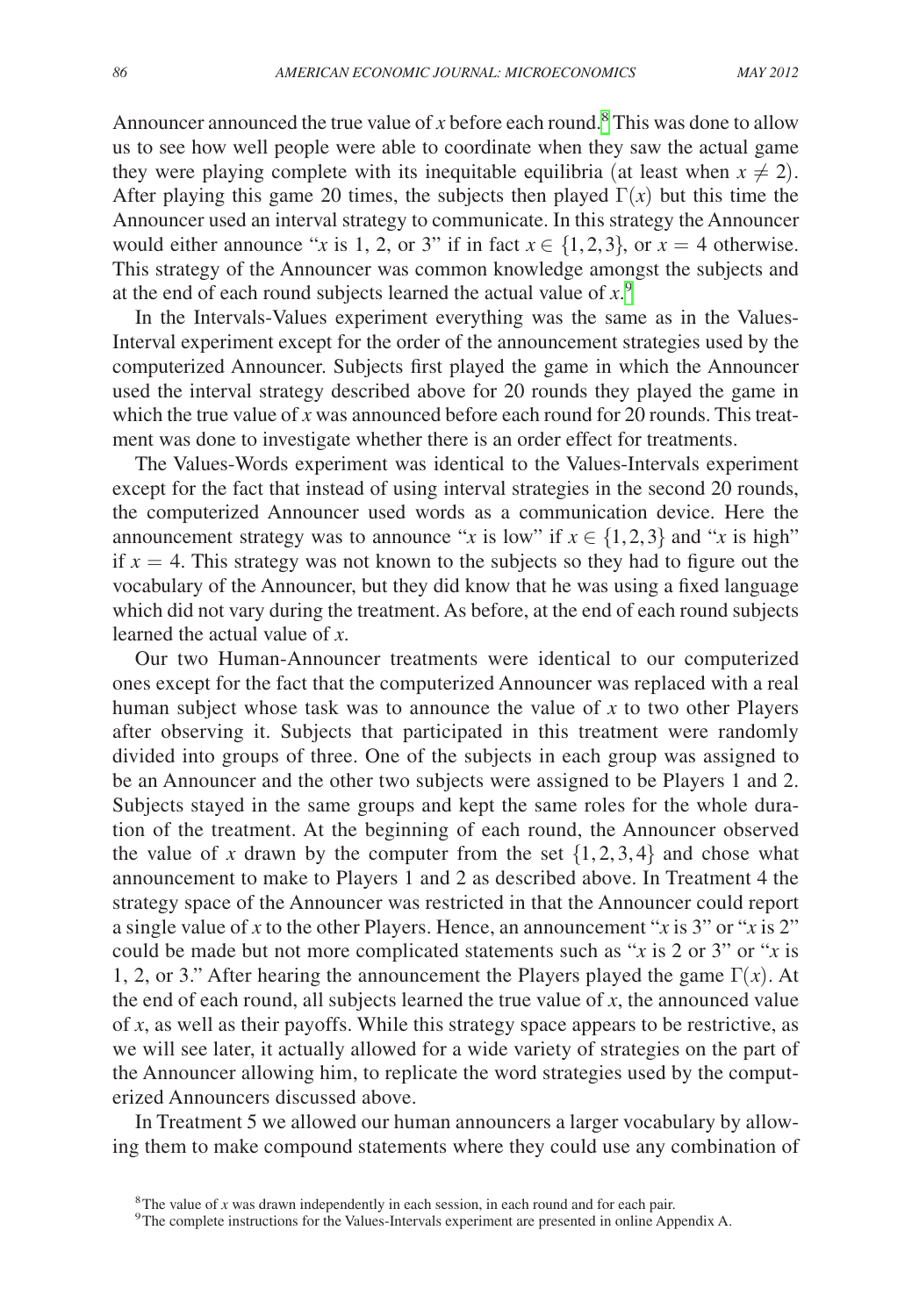Announcer announced the true value of $x$ before each round.[8] This was done to allow us to see how well people were able to coordinate when they saw the actual game they were playing complete with its inequitable equilibria (at least when $x \neq 2$). After playing this game 20 times, the subjects then played $\Gamma(x)$ but this time the Announcer used an interval strategy to communicate. In this strategy the Announcer would either announce "$x$ is 1, 2, or 3" if in fact $x \in \{1, 2, 3\}$, or $x = 4$ otherwise. This strategy of the Announcer was common knowledge amongst the subjects and at the end of each round subjects learned the actual value of $x$.[9]

In the Intervals-Values experiment everything was the same as in the Values-Interval experiment except for the order of the announcement strategies used by the computerized Announcer. Subjects first played the game in which the Announcer used the interval strategy described above for 20 rounds they played the game in which the true value of $x$ was announced before each round for 20 rounds. This treatment was done to investigate whether there is an order effect for treatments.

The Values-Words experiment was identical to the Values-Intervals experiment except for the fact that instead of using interval strategies in the second 20 rounds, the computerized Announcer used words as a communication device. Here the announcement strategy was to announce "$x$ is low" if $x \in \{1, 2, 3\}$ and "$x$ is high" if $x = 4$. This strategy was not known to the subjects so they had to figure out the vocabulary of the Announcer, but they did know that he was using a fixed language which did not vary during the treatment. As before, at the end of each round subjects learned the actual value of $x$.

Our two Human-Announcer treatments were identical to our computerized ones except for the fact that the computerized Announcer was replaced with a real human subject whose task was to announce the value of $x$ to two other Players after observing it. Subjects that participated in this treatment were randomly divided into groups of three. One of the subjects in each group was assigned to be an Announcer and the other two subjects were assigned to be Players 1 and 2. Subjects stayed in the same groups and kept the same roles for the whole duration of the treatment. At the beginning of each round, the Announcer observed the value of $x$ drawn by the computer from the set $\{1, 2, 3, 4\}$ and chose what announcement to make to Players 1 and 2 as described above. In Treatment 4 the strategy space of the Announcer was restricted in that the Announcer could report a single value of $x$ to the other Players. Hence, an announcement "$x$ is 3" or "$x$ is 2" could be made but not more complicated statements such as "$x$ is 2 or 3" or "$x$ is 1, 2, or 3." After hearing the announcement the Players played the game $\Gamma(x)$. At the end of each round, all subjects learned the true value of $x$, the announced value of $x$, as well as their payoffs. While this strategy space appears to be restrictive, as we will see later, it actually allowed for a wide variety of strategies on the part of the Announcer allowing him, to replicate the word strategies used by the computerized Announcers discussed above.

In Treatment 5 we allowed our human announcers a larger vocabulary by allowing them to make compound statements where they could use any combination of

[8] The value of $x$ was drawn independently in each session, in each round and for each pair.

[9] The complete instructions for the Values-Intervals experiment are presented in online Appendix A.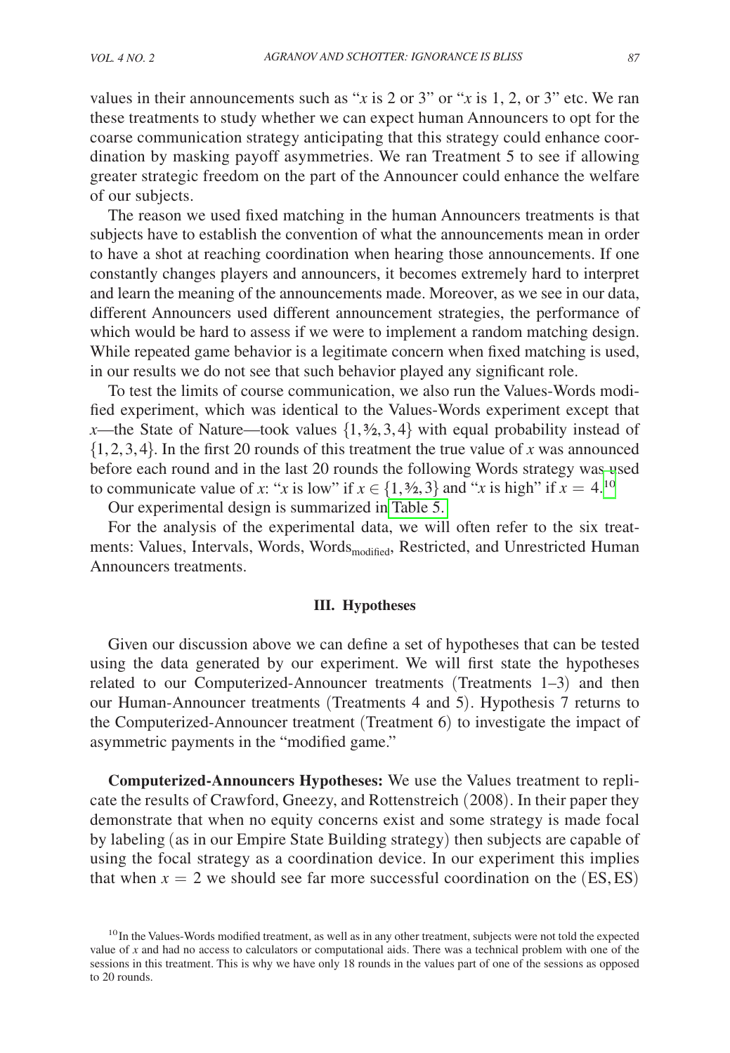values in their announcements such as "$x$ is 2 or 3" or "$x$ is 1, 2, or 3" etc. We ran these treatments to study whether we can expect human Announcers to opt for the coarse communication strategy anticipating that this strategy could enhance coordination by masking payoff asymmetries. We ran Treatment 5 to see if allowing greater strategic freedom on the part of the Announcer could enhance the welfare of our subjects.

The reason we used fixed matching in the human Announcers treatments is that subjects have to establish the convention of what the announcements mean in order to have a shot at reaching coordination when hearing those announcements. If one constantly changes players and announcers, it becomes extremely hard to interpret and learn the meaning of the announcements made. Moreover, as we see in our data, different Announcers used different announcement strategies, the performance of which would be hard to assess if we were to implement a random matching design. While repeated game behavior is a legitimate concern when fixed matching is used, in our results we do not see that such behavior played any significant role.

To test the limits of course communication, we also run the Values-Words modified experiment, which was identical to the Values-Words experiment except that $x$—the State of Nature—took values $\{1, 3/2, 3, 4\}$ with equal probability instead of $\{1, 2, 3, 4\}$. In the first 20 rounds of this treatment the true value of $x$ was announced before each round and in the last 20 rounds the following Words strategy was used to communicate value of $x$: "$x$ is low" if $x \in \{1, 3/2, 3\}$ and "$x$ is high" if $x = 4$.[10]

Our experimental design is summarized in Table 5.

For the analysis of the experimental data, we will often refer to the six treatments: Values, Intervals, Words, Words$_{\text{modified}}$, Restricted, and Unrestricted Human Announcers treatments.

## III. Hypotheses

Given our discussion above we can define a set of hypotheses that can be tested using the data generated by our experiment. We will first state the hypotheses related to our Computerized-Announcer treatments (Treatments 1–3) and then our Human-Announcer treatments (Treatments 4 and 5). Hypothesis 7 returns to the Computerized-Announcer treatment (Treatment 6) to investigate the impact of asymmetric payments in the "modified game."

**Computerized-Announcers Hypotheses:** We use the Values treatment to replicate the results of Crawford, Gneezy, and Rottenstreich (2008). In their paper they demonstrate that when no equity concerns exist and some strategy is made focal by labeling (as in our Empire State Building strategy) then subjects are capable of using the focal strategy as a coordination device. In our experiment this implies that when $x = 2$ we should see far more successful coordination on the $(\text{ES}, \text{ES})$

[10] In the Values-Words modified treatment, as well as in any other treatment, subjects were not told the expected value of $x$ and had no access to calculators or computational aids. There was a technical problem with one of the sessions in this treatment. This is why we have only 18 rounds in the values part of one of the sessions as opposed to 20 rounds.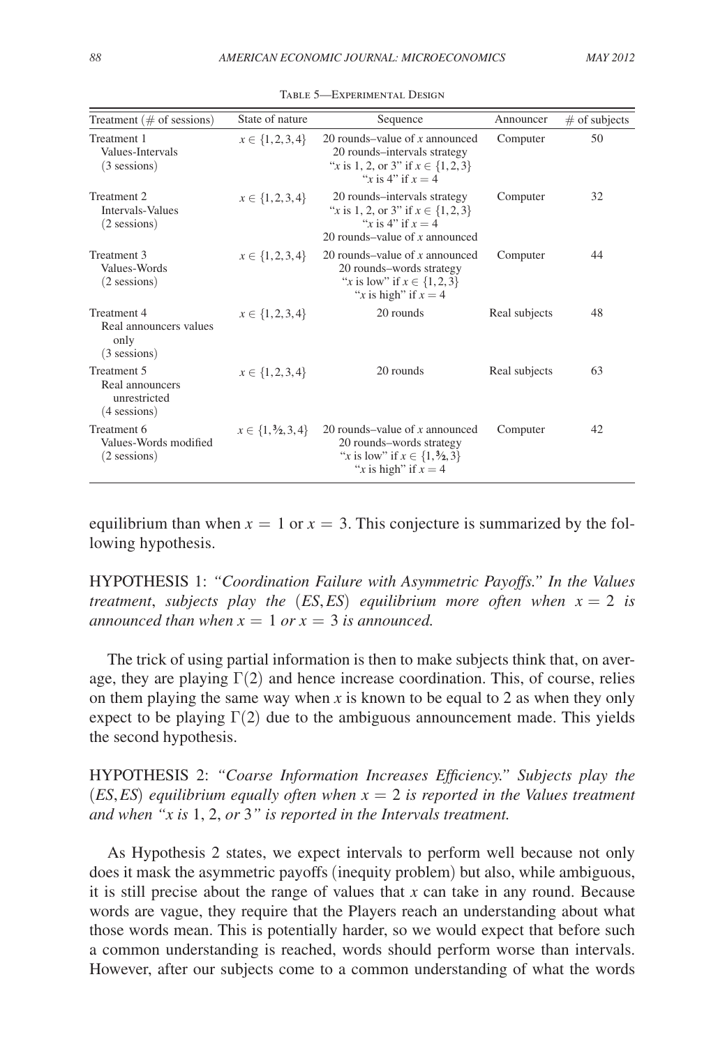Table 5—Experimental Design

| Treatment (# of sessions) | State of nature | Sequence | Announcer | # of subjects |
|---|---|---|---|---|
| Treatment 1 Values-Intervals (3 sessions) | $x \in \{1, 2, 3, 4\}$ | 20 rounds–value of $x$ announced 20 rounds–intervals strategy "$x$ is 1, 2, or 3" if $x \in \{1, 2, 3\}$ "$x$ is 4" if $x = 4$ | Computer | 50 |
| Treatment 2 Intervals-Values (2 sessions) | $x \in \{1, 2, 3, 4\}$ | 20 rounds–intervals strategy "$x$ is 1, 2, or 3" if $x \in \{1, 2, 3\}$ "$x$ is 4" if $x = 4$ 20 rounds–value of $x$ announced | Computer | 32 |
| Treatment 3 Values-Words (2 sessions) | $x \in \{1, 2, 3, 4\}$ | 20 rounds–value of $x$ announced 20 rounds–words strategy "$x$ is low" if $x \in \{1, 2, 3\}$ "$x$ is high" if $x = 4$ | Computer | 44 |
| Treatment 4 Real announcers values only (3 sessions) | $x \in \{1, 2, 3, 4\}$ | 20 rounds | Real subjects | 48 |
| Treatment 5 Real announcers unrestricted (4 sessions) | $x \in \{1, 2, 3, 4\}$ | 20 rounds | Real subjects | 63 |
| Treatment 6 Values-Words modified (2 sessions) | $x \in \{1, 3/2, 3, 4\}$ | 20 rounds–value of $x$ announced 20 rounds–words strategy "$x$ is low" if $x \in \{1, 3/2, 3\}$ "$x$ is high" if $x = 4$ | Computer | 42 |

equilibrium than when $x = 1$ or $x = 3$. This conjecture is summarized by the following hypothesis.

HYPOTHESIS 1: *"Coordination Failure with Asymmetric Payoffs." In the Values treatment, subjects play the* $(ES, ES)$ *equilibrium more often when* $x = 2$ *is announced than when* $x = 1$ *or* $x = 3$ *is announced.*

The trick of using partial information is then to make subjects think that, on average, they are playing $\Gamma(2)$ and hence increase coordination. This, of course, relies on them playing the same way when $x$ is known to be equal to 2 as when they only expect to be playing $\Gamma(2)$ due to the ambiguous announcement made. This yields the second hypothesis.

HYPOTHESIS 2: *"Coarse Information Increases Efficiency." Subjects play the* $(ES, ES)$ *equilibrium equally often when* $x = 2$ *is reported in the Values treatment and when "x is* 1, 2, *or* 3*" is reported in the Intervals treatment.*

As Hypothesis 2 states, we expect intervals to perform well because not only does it mask the asymmetric payoffs (inequity problem) but also, while ambiguous, it is still precise about the range of values that $x$ can take in any round. Because words are vague, they require that the Players reach an understanding about what those words mean. This is potentially harder, so we would expect that before such a common understanding is reached, words should perform worse than intervals. However, after our subjects come to a common understanding of what the words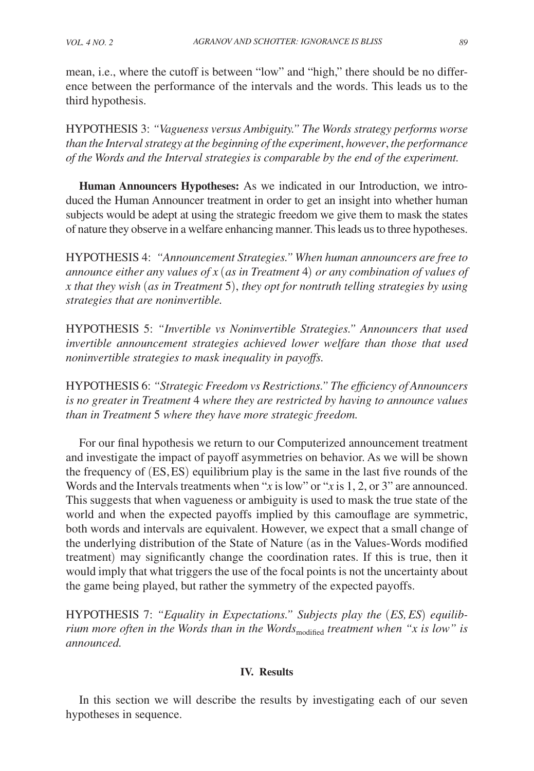mean, i.e., where the cutoff is between "low" and "high," there should be no difference between the performance of the intervals and the words. This leads us to the third hypothesis.

HYPOTHESIS 3: *"Vagueness versus Ambiguity." The Words strategy performs worse than the Interval strategy at the beginning of the experiment, however, the performance of the Words and the Interval strategies is comparable by the end of the experiment.*

**Human Announcers Hypotheses:** As we indicated in our Introduction, we introduced the Human Announcer treatment in order to get an insight into whether human subjects would be adept at using the strategic freedom we give them to mask the states of nature they observe in a welfare enhancing manner. This leads us to three hypotheses.

HYPOTHESIS 4: *"Announcement Strategies." When human announcers are free to announce either any values of $x$ (as in Treatment 4) or any combination of values of $x$ that they wish (as in Treatment 5), they opt for nontruth telling strategies by using strategies that are noninvertible.*

HYPOTHESIS 5: *"Invertible vs Noninvertible Strategies." Announcers that used invertible announcement strategies achieved lower welfare than those that used noninvertible strategies to mask inequality in payoffs.*

HYPOTHESIS 6: *"Strategic Freedom vs Restrictions." The efficiency of Announcers is no greater in Treatment 4 where they are restricted by having to announce values than in Treatment 5 where they have more strategic freedom.*

For our final hypothesis we return to our Computerized announcement treatment and investigate the impact of payoff asymmetries on behavior. As we will be shown the frequency of (ES, ES) equilibrium play is the same in the last five rounds of the Words and the Intervals treatments when "$x$ is low" or "$x$ is 1, 2, or 3" are announced. This suggests that when vagueness or ambiguity is used to mask the true state of the world and when the expected payoffs implied by this camouflage are symmetric, both words and intervals are equivalent. However, we expect that a small change of the underlying distribution of the State of Nature (as in the Values-Words modified treatment) may significantly change the coordination rates. If this is true, then it would imply that what triggers the use of the focal points is not the uncertainty about the game being played, but rather the symmetry of the expected payoffs.

HYPOTHESIS 7: *"Equality in Expectations." Subjects play the (ES, ES) equilibrium more often in the Words than in the Words$_{\text{modified}}$ treatment when "$x$ is low" is announced.*

## IV. Results

In this section we will describe the results by investigating each of our seven hypotheses in sequence.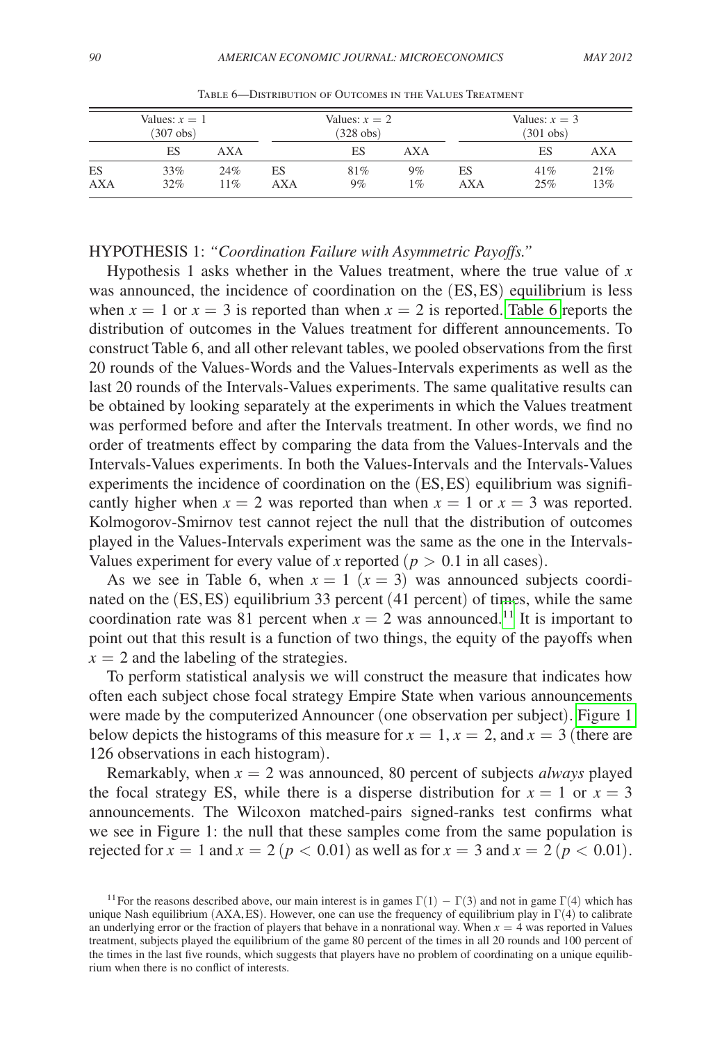Table 6—Distribution of Outcomes in the Values Treatment

| Values: $x = 1$ (307 obs) | | | Values: $x = 2$ (328 obs) | | | Values: $x = 3$ (301 obs) | | |
|---|---|---|---|---|---|---|---|---|
| | ES | AXA | | ES | AXA | | ES | AXA |
| ES | 33% | 24% | ES | 81% | 9% | ES | 41% | 21% |
| AXA | 32% | 11% | AXA | 9% | 1% | AXA | 25% | 13% |

HYPOTHESIS 1: *"Coordination Failure with Asymmetric Payoffs."*

Hypothesis 1 asks whether in the Values treatment, where the true value of $x$ was announced, the incidence of coordination on the (ES, ES) equilibrium is less when $x = 1$ or $x = 3$ is reported than when $x = 2$ is reported. Table 6 reports the distribution of outcomes in the Values treatment for different announcements. To construct Table 6, and all other relevant tables, we pooled observations from the first 20 rounds of the Values-Words and the Values-Intervals experiments as well as the last 20 rounds of the Intervals-Values experiments. The same qualitative results can be obtained by looking separately at the experiments in which the Values treatment was performed before and after the Intervals treatment. In other words, we find no order of treatments effect by comparing the data from the Values-Intervals and the Intervals-Values experiments. In both the Values-Intervals and the Intervals-Values experiments the incidence of coordination on the (ES, ES) equilibrium was significantly higher when $x = 2$ was reported than when $x = 1$ or $x = 3$ was reported. Kolmogorov-Smirnov test cannot reject the null that the distribution of outcomes played in the Values-Intervals experiment was the same as the one in the Intervals-Values experiment for every value of $x$ reported ($p > 0.1$ in all cases).

As we see in Table 6, when $x = 1$ ($x = 3$) was announced subjects coordinated on the (ES, ES) equilibrium 33 percent (41 percent) of times, while the same coordination rate was 81 percent when $x = 2$ was announced.[11] It is important to point out that this result is a function of two things, the equity of the payoffs when $x = 2$ and the labeling of the strategies.

To perform statistical analysis we will construct the measure that indicates how often each subject chose focal strategy Empire State when various announcements were made by the computerized Announcer (one observation per subject). Figure 1 below depicts the histograms of this measure for $x = 1$, $x = 2$, and $x = 3$ (there are 126 observations in each histogram).

Remarkably, when $x = 2$ was announced, 80 percent of subjects *always* played the focal strategy ES, while there is a disperse distribution for $x = 1$ or $x = 3$ announcements. The Wilcoxon matched-pairs signed-ranks test confirms what we see in Figure 1: the null that these samples come from the same population is rejected for $x = 1$ and $x = 2$ ($p < 0.01$) as well as for $x = 3$ and $x = 2$ ($p < 0.01$).

[11] For the reasons described above, our main interest is in games $\Gamma(1) - \Gamma(3)$ and not in game $\Gamma(4)$ which has unique Nash equilibrium (AXA, ES). However, one can use the frequency of equilibrium play in $\Gamma(4)$ to calibrate an underlying error or the fraction of players that behave in a nonrational way. When $x = 4$ was reported in Values treatment, subjects played the equilibrium of the game 80 percent of the times in all 20 rounds and 100 percent of the times in the last five rounds, which suggests that players have no problem of coordinating on a unique equilibrium when there is no conflict of interests.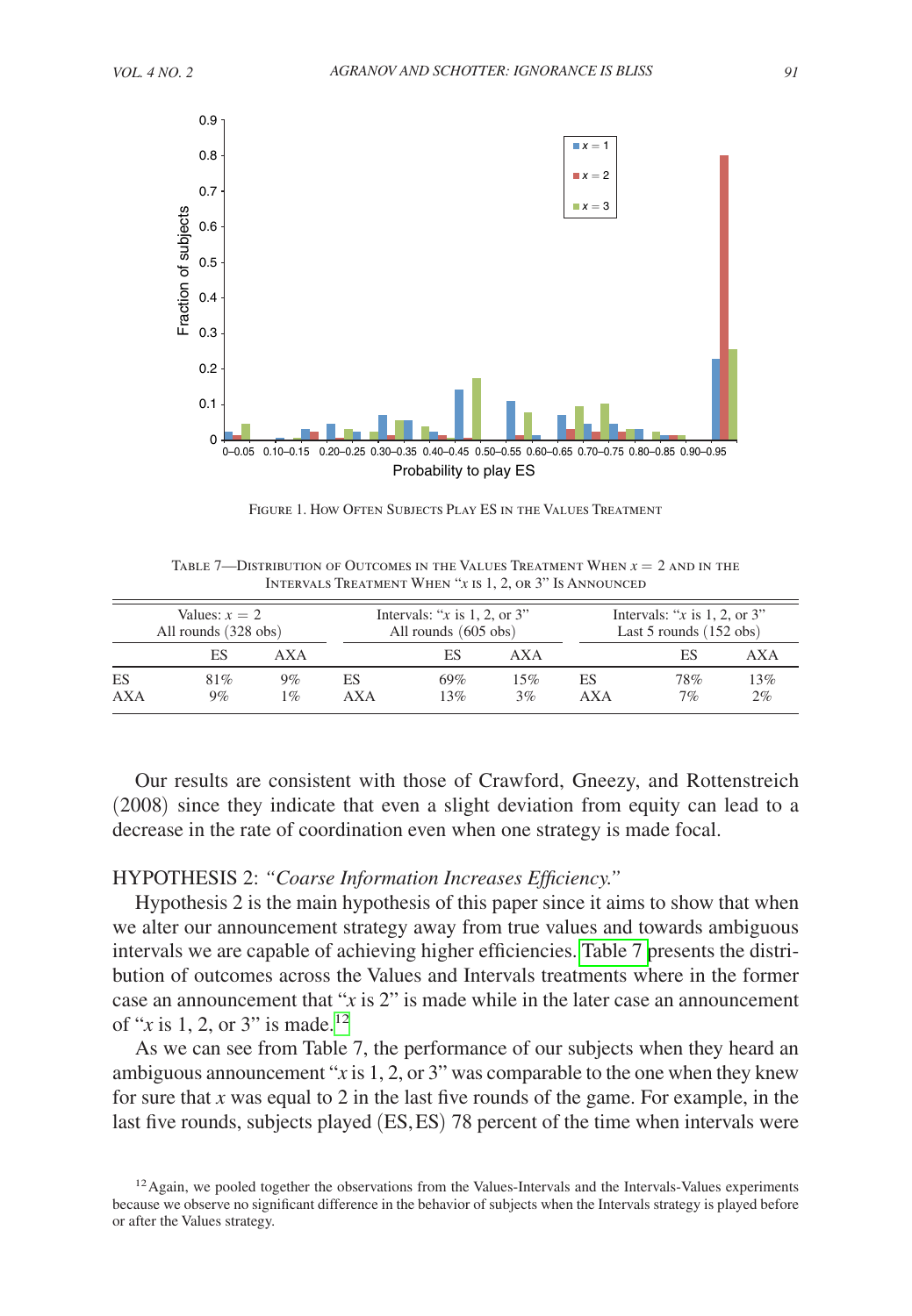Figure 1. How Often Subjects Play ES in the Values Treatment

Table 7—Distribution of Outcomes in the Values Treatment When $x = 2$ and in the Intervals Treatment When "$x$ is 1, 2, or 3" Is Announced

| Values: $x = 2$ All rounds (328 obs) | | | Intervals: "$x$ is 1, 2, or 3" All rounds (605 obs) | | | Intervals: "$x$ is 1, 2, or 3" Last 5 rounds (152 obs) | | |
|---|---|---|---|---|---|---|---|---|
| | ES | AXA | | ES | AXA | | ES | AXA |
| ES | 81% | 9% | ES | 69% | 15% | ES | 78% | 13% |
| AXA | 9% | 1% | AXA | 13% | 3% | AXA | 7% | 2% |

Our results are consistent with those of Crawford, Gneezy, and Rottenstreich (2008) since they indicate that even a slight deviation from equity can lead to a decrease in the rate of coordination even when one strategy is made focal.

HYPOTHESIS 2: *"Coarse Information Increases Efficiency."*

Hypothesis 2 is the main hypothesis of this paper since it aims to show that when we alter our announcement strategy away from true values and towards ambiguous intervals we are capable of achieving higher efficiencies. Table 7 presents the distribution of outcomes across the Values and Intervals treatments where in the former case an announcement that "$x$ is 2" is made while in the later case an announcement of "$x$ is 1, 2, or 3" is made.[12]

As we can see from Table 7, the performance of our subjects when they heard an ambiguous announcement "$x$ is 1, 2, or 3" was comparable to the one when they knew for sure that $x$ was equal to 2 in the last five rounds of the game. For example, in the last five rounds, subjects played (ES, ES) 78 percent of the time when intervals were

[12] Again, we pooled together the observations from the Values-Intervals and the Intervals-Values experiments because we observe no significant difference in the behavior of subjects when the Intervals strategy is played before or after the Values strategy.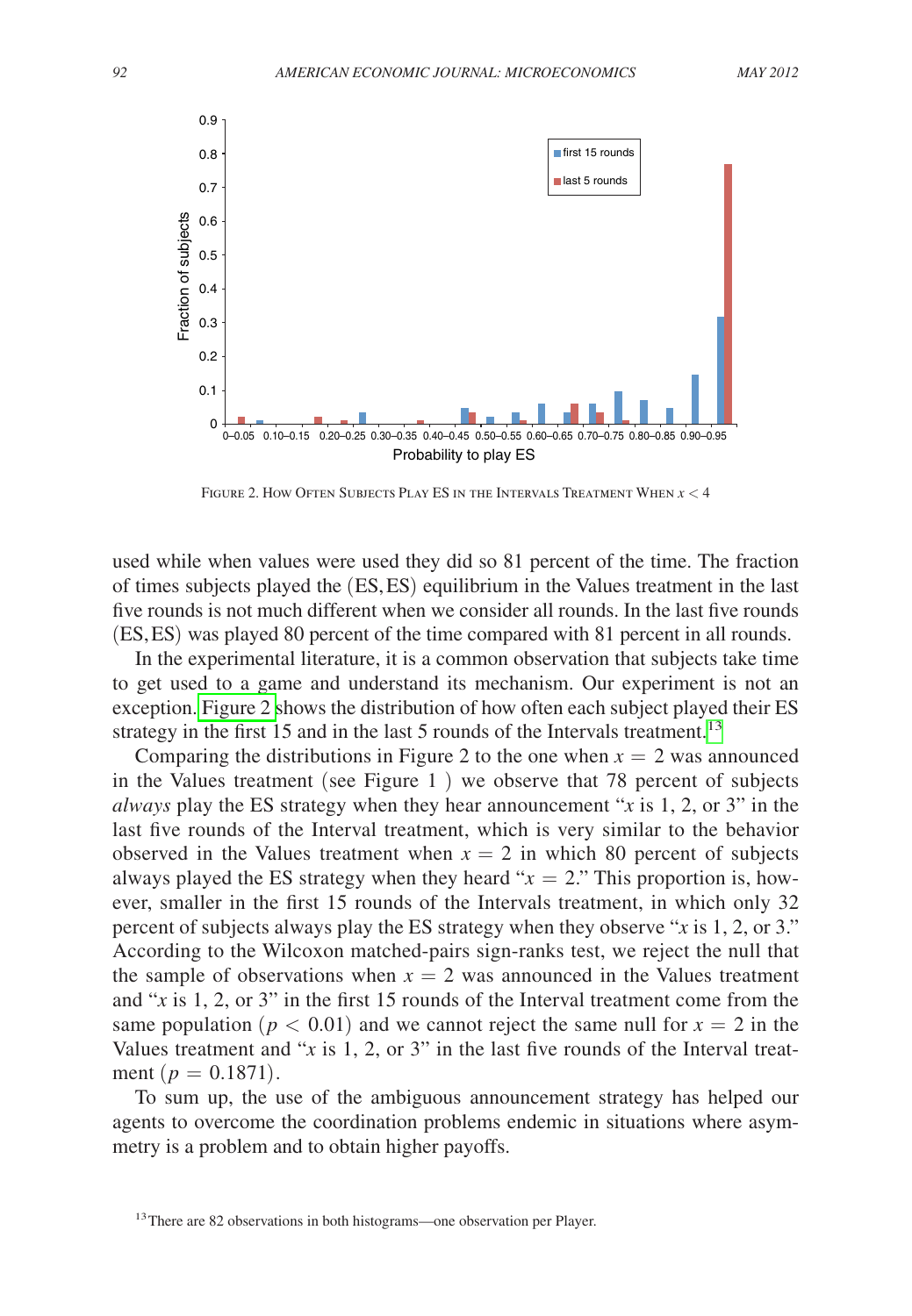FIGURE 2. HOW OFTEN SUBJECTS PLAY ES IN THE INTERVALS TREATMENT WHEN $x < 4$

used while when values were used they did so 81 percent of the time. The fraction of times subjects played the (ES, ES) equilibrium in the Values treatment in the last five rounds is not much different when we consider all rounds. In the last five rounds (ES, ES) was played 80 percent of the time compared with 81 percent in all rounds.

In the experimental literature, it is a common observation that subjects take time to get used to a game and understand its mechanism. Our experiment is not an exception. Figure 2 shows the distribution of how often each subject played their ES strategy in the first 15 and in the last 5 rounds of the Intervals treatment.[13]

Comparing the distributions in Figure 2 to the one when $x = 2$ was announced in the Values treatment (see Figure 1 ) we observe that 78 percent of subjects *always* play the ES strategy when they hear announcement "$x$ is 1, 2, or 3" in the last five rounds of the Interval treatment, which is very similar to the behavior observed in the Values treatment when $x = 2$ in which 80 percent of subjects always played the ES strategy when they heard "$x = 2$." This proportion is, however, smaller in the first 15 rounds of the Intervals treatment, in which only 32 percent of subjects always play the ES strategy when they observe "$x$ is 1, 2, or 3." According to the Wilcoxon matched-pairs sign-ranks test, we reject the null that the sample of observations when $x = 2$ was announced in the Values treatment and "$x$ is 1, 2, or 3" in the first 15 rounds of the Interval treatment come from the same population ($p < 0.01$) and we cannot reject the same null for $x = 2$ in the Values treatment and "$x$ is 1, 2, or 3" in the last five rounds of the Interval treatment ($p = 0.1871$).

To sum up, the use of the ambiguous announcement strategy has helped our agents to overcome the coordination problems endemic in situations where asymmetry is a problem and to obtain higher payoffs.

[13] There are 82 observations in both histograms—one observation per Player.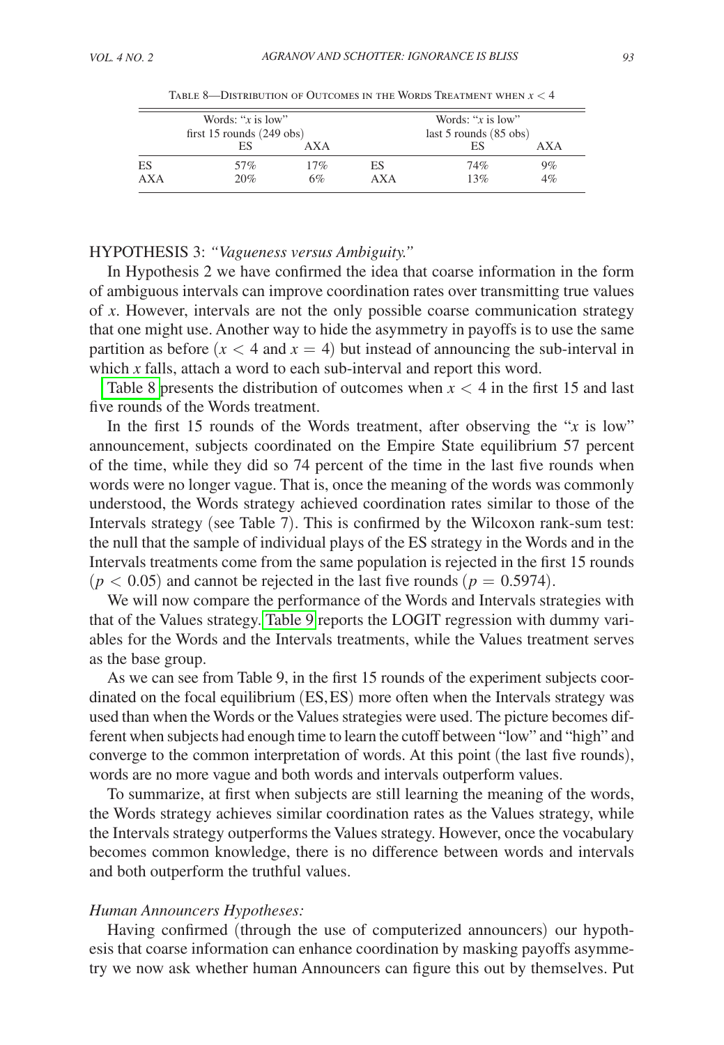Table 8—Distribution of Outcomes in the Words Treatment when $x < 4$

| | Words: "$x$ is low" first 15 rounds (249 obs) | | | Words: "$x$ is low" last 5 rounds (85 obs) | |
|---|---|---|---|---|---|
| | ES | AXA | | ES | AXA |
| ES | 57% | 17% | ES | 74% | 9% |
| AXA | 20% | 6% | AXA | 13% | 4% |

HYPOTHESIS 3: *"Vagueness versus Ambiguity."*

In Hypothesis 2 we have confirmed the idea that coarse information in the form of ambiguous intervals can improve coordination rates over transmitting true values of $x$. However, intervals are not the only possible coarse communication strategy that one might use. Another way to hide the asymmetry in payoffs is to use the same partition as before ($x < 4$ and $x = 4$) but instead of announcing the sub-interval in which $x$ falls, attach a word to each sub-interval and report this word.

Table 8 presents the distribution of outcomes when $x < 4$ in the first 15 and last five rounds of the Words treatment.

In the first 15 rounds of the Words treatment, after observing the "$x$ is low" announcement, subjects coordinated on the Empire State equilibrium 57 percent of the time, while they did so 74 percent of the time in the last five rounds when words were no longer vague. That is, once the meaning of the words was commonly understood, the Words strategy achieved coordination rates similar to those of the Intervals strategy (see Table 7). This is confirmed by the Wilcoxon rank-sum test: the null that the sample of individual plays of the ES strategy in the Words and in the Intervals treatments come from the same population is rejected in the first 15 rounds ($p < 0.05$) and cannot be rejected in the last five rounds ($p = 0.5974$).

We will now compare the performance of the Words and Intervals strategies with that of the Values strategy. Table 9 reports the LOGIT regression with dummy variables for the Words and the Intervals treatments, while the Values treatment serves as the base group.

As we can see from Table 9, in the first 15 rounds of the experiment subjects coordinated on the focal equilibrium (ES, ES) more often when the Intervals strategy was used than when the Words or the Values strategies were used. The picture becomes different when subjects had enough time to learn the cutoff between "low" and "high" and converge to the common interpretation of words. At this point (the last five rounds), words are no more vague and both words and intervals outperform values.

To summarize, at first when subjects are still learning the meaning of the words, the Words strategy achieves similar coordination rates as the Values strategy, while the Intervals strategy outperforms the Values strategy. However, once the vocabulary becomes common knowledge, there is no difference between words and intervals and both outperform the truthful values.

*Human Announcers Hypotheses:*

Having confirmed (through the use of computerized announcers) our hypothesis that coarse information can enhance coordination by masking payoffs asymmetry we now ask whether human Announcers can figure this out by themselves. Put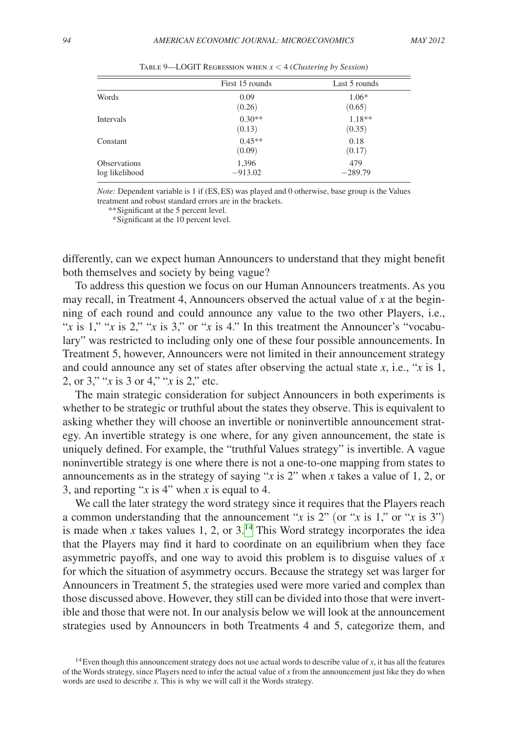Table 9—LOGIT Regression when $x < 4$ (*Clustering by Session*)

| | First 15 rounds | Last 5 rounds |
|---|---|---|
| Words | 0.09 | 1.06* |
| | (0.26) | (0.65) |
| Intervals | 0.30** | 1.18** |
| | (0.13) | (0.35) |
| Constant | 0.45** | 0.18 |
| | (0.09) | (0.17) |
| Observations | 1,396 | 479 |
| log likelihood | −913.02 | −289.79 |

*Note:* Dependent variable is 1 if (ES, ES) was played and 0 otherwise, base group is the Values treatment and robust standard errors are in the brackets.

**Significant at the 5 percent level.

*Significant at the 10 percent level.

differently, can we expect human Announcers to understand that they might benefit both themselves and society by being vague?

To address this question we focus on our Human Announcers treatments. As you may recall, in Treatment 4, Announcers observed the actual value of $x$ at the beginning of each round and could announce any value to the two other Players, i.e., "$x$ is 1," "$x$ is 2," "$x$ is 3," or "$x$ is 4." In this treatment the Announcer's "vocabulary" was restricted to including only one of these four possible announcements. In Treatment 5, however, Announcers were not limited in their announcement strategy and could announce any set of states after observing the actual state $x$, i.e., "$x$ is 1, 2, or 3," "$x$ is 3 or 4," "$x$ is 2," etc.

The main strategic consideration for subject Announcers in both experiments is whether to be strategic or truthful about the states they observe. This is equivalent to asking whether they will choose an invertible or noninvertible announcement strategy. An invertible strategy is one where, for any given announcement, the state is uniquely defined. For example, the "truthful Values strategy" is invertible. A vague noninvertible strategy is one where there is not a one-to-one mapping from states to announcements as in the strategy of saying "$x$ is 2" when $x$ takes a value of 1, 2, or 3, and reporting "$x$ is 4" when $x$ is equal to 4.

We call the later strategy the word strategy since it requires that the Players reach a common understanding that the announcement "$x$ is 2" (or "$x$ is 1," or "$x$ is 3") is made when $x$ takes values 1, 2, or 3.[14] This Word strategy incorporates the idea that the Players may find it hard to coordinate on an equilibrium when they face asymmetric payoffs, and one way to avoid this problem is to disguise values of $x$ for which the situation of asymmetry occurs. Because the strategy set was larger for Announcers in Treatment 5, the strategies used were more varied and complex than those discussed above. However, they still can be divided into those that were invertible and those that were not. In our analysis below we will look at the announcement strategies used by Announcers in both Treatments 4 and 5, categorize them, and

[14] Even though this announcement strategy does not use actual words to describe value of $x$, it has all the features of the Words strategy, since Players need to infer the actual value of $x$ from the announcement just like they do when words are used to describe $x$. This is why we will call it the Words strategy.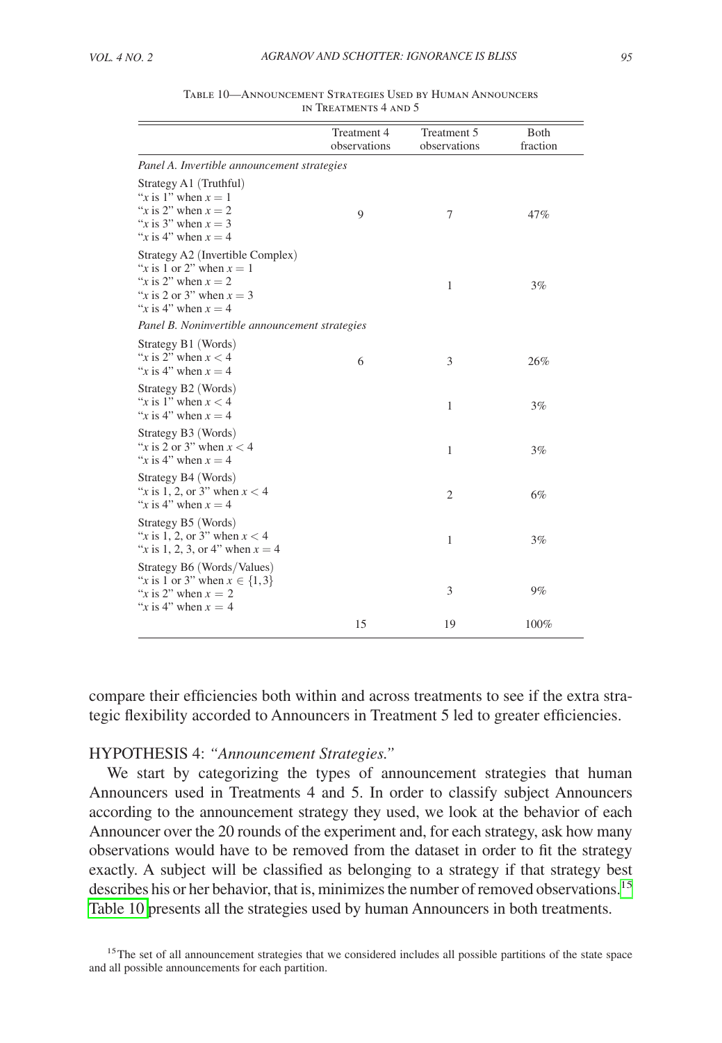Table 10—Announcement Strategies Used by Human Announcers in Treatments 4 and 5

| | Treatment 4 observations | Treatment 5 observations | Both fraction |
|---|---|---|---|
| *Panel A. Invertible announcement strategies* | | | |
| Strategy A1 (Truthful)<br>"$x$ is 1" when $x = 1$<br>"$x$ is 2" when $x = 2$<br>"$x$ is 3" when $x = 3$<br>"$x$ is 4" when $x = 4$ | 9 | 7 | 47% |
| Strategy A2 (Invertible Complex)<br>"$x$ is 1 or 2" when $x = 1$<br>"$x$ is 2" when $x = 2$<br>"$x$ is 2 or 3" when $x = 3$<br>"$x$ is 4" when $x = 4$ | | 1 | 3% |
| *Panel B. Noninvertible announcement strategies* | | | |
| Strategy B1 (Words)<br>"$x$ is 2" when $x < 4$<br>"$x$ is 4" when $x = 4$ | 6 | 3 | 26% |
| Strategy B2 (Words)<br>"$x$ is 1" when $x < 4$<br>"$x$ is 4" when $x = 4$ | | 1 | 3% |
| Strategy B3 (Words)<br>"$x$ is 2 or 3" when $x < 4$<br>"$x$ is 4" when $x = 4$ | | 1 | 3% |
| Strategy B4 (Words)<br>"$x$ is 1, 2, or 3" when $x < 4$<br>"$x$ is 4" when $x = 4$ | | 2 | 6% |
| Strategy B5 (Words)<br>"$x$ is 1, 2, or 3" when $x < 4$<br>"$x$ is 1, 2, 3, or 4" when $x = 4$ | | 1 | 3% |
| Strategy B6 (Words/Values)<br>"$x$ is 1 or 3" when $x \in \{1, 3\}$<br>"$x$ is 2" when $x = 2$<br>"$x$ is 4" when $x = 4$ | | 3 | 9% |
| | 15 | 19 | 100% |

compare their efficiencies both within and across treatments to see if the extra strategic flexibility accorded to Announcers in Treatment 5 led to greater efficiencies.

HYPOTHESIS 4: *"Announcement Strategies."*

We start by categorizing the types of announcement strategies that human Announcers used in Treatments 4 and 5. In order to classify subject Announcers according to the announcement strategy they used, we look at the behavior of each Announcer over the 20 rounds of the experiment and, for each strategy, ask how many observations would have to be removed from the dataset in order to fit the strategy exactly. A subject will be classified as belonging to a strategy if that strategy best describes his or her behavior, that is, minimizes the number of removed observations.[15] Table 10 presents all the strategies used by human Announcers in both treatments.

[15] The set of all announcement strategies that we considered includes all possible partitions of the state space and all possible announcements for each partition.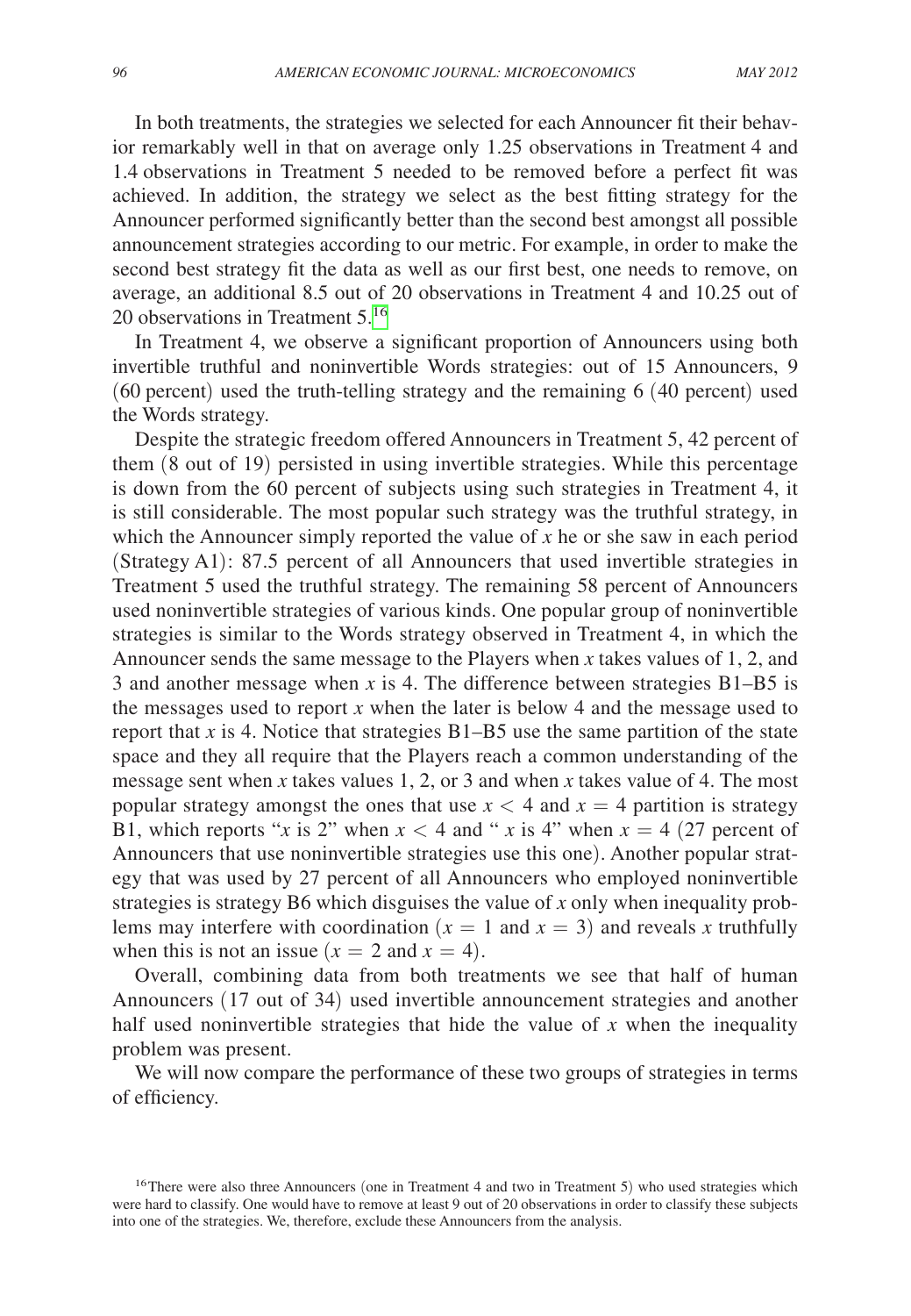In both treatments, the strategies we selected for each Announcer fit their behavior remarkably well in that on average only 1.25 observations in Treatment 4 and 1.4 observations in Treatment 5 needed to be removed before a perfect fit was achieved. In addition, the strategy we select as the best fitting strategy for the Announcer performed significantly better than the second best amongst all possible announcement strategies according to our metric. For example, in order to make the second best strategy fit the data as well as our first best, one needs to remove, on average, an additional 8.5 out of 20 observations in Treatment 4 and 10.25 out of 20 observations in Treatment 5.[16]

In Treatment 4, we observe a significant proportion of Announcers using both invertible truthful and noninvertible Words strategies: out of 15 Announcers, 9 (60 percent) used the truth-telling strategy and the remaining 6 (40 percent) used the Words strategy.

Despite the strategic freedom offered Announcers in Treatment 5, 42 percent of them (8 out of 19) persisted in using invertible strategies. While this percentage is down from the 60 percent of subjects using such strategies in Treatment 4, it is still considerable. The most popular such strategy was the truthful strategy, in which the Announcer simply reported the value of $x$ he or she saw in each period (Strategy A1): 87.5 percent of all Announcers that used invertible strategies in Treatment 5 used the truthful strategy. The remaining 58 percent of Announcers used noninvertible strategies of various kinds. One popular group of noninvertible strategies is similar to the Words strategy observed in Treatment 4, in which the Announcer sends the same message to the Players when $x$ takes values of 1, 2, and 3 and another message when $x$ is 4. The difference between strategies B1–B5 is the messages used to report $x$ when the later is below 4 and the message used to report that $x$ is 4. Notice that strategies B1–B5 use the same partition of the state space and they all require that the Players reach a common understanding of the message sent when $x$ takes values 1, 2, or 3 and when $x$ takes value of 4. The most popular strategy amongst the ones that use $x < 4$ and $x = 4$ partition is strategy B1, which reports "$x$ is 2" when $x < 4$ and "$x$ is 4" when $x = 4$ (27 percent of Announcers that use noninvertible strategies use this one). Another popular strategy that was used by 27 percent of all Announcers who employed noninvertible strategies is strategy B6 which disguises the value of $x$ only when inequality problems may interfere with coordination ($x = 1$ and $x = 3$) and reveals $x$ truthfully when this is not an issue ($x = 2$ and $x = 4$).

Overall, combining data from both treatments we see that half of human Announcers (17 out of 34) used invertible announcement strategies and another half used noninvertible strategies that hide the value of $x$ when the inequality problem was present.

We will now compare the performance of these two groups of strategies in terms of efficiency.

[16] There were also three Announcers (one in Treatment 4 and two in Treatment 5) who used strategies which were hard to classify. One would have to remove at least 9 out of 20 observations in order to classify these subjects into one of the strategies. We, therefore, exclude these Announcers from the analysis.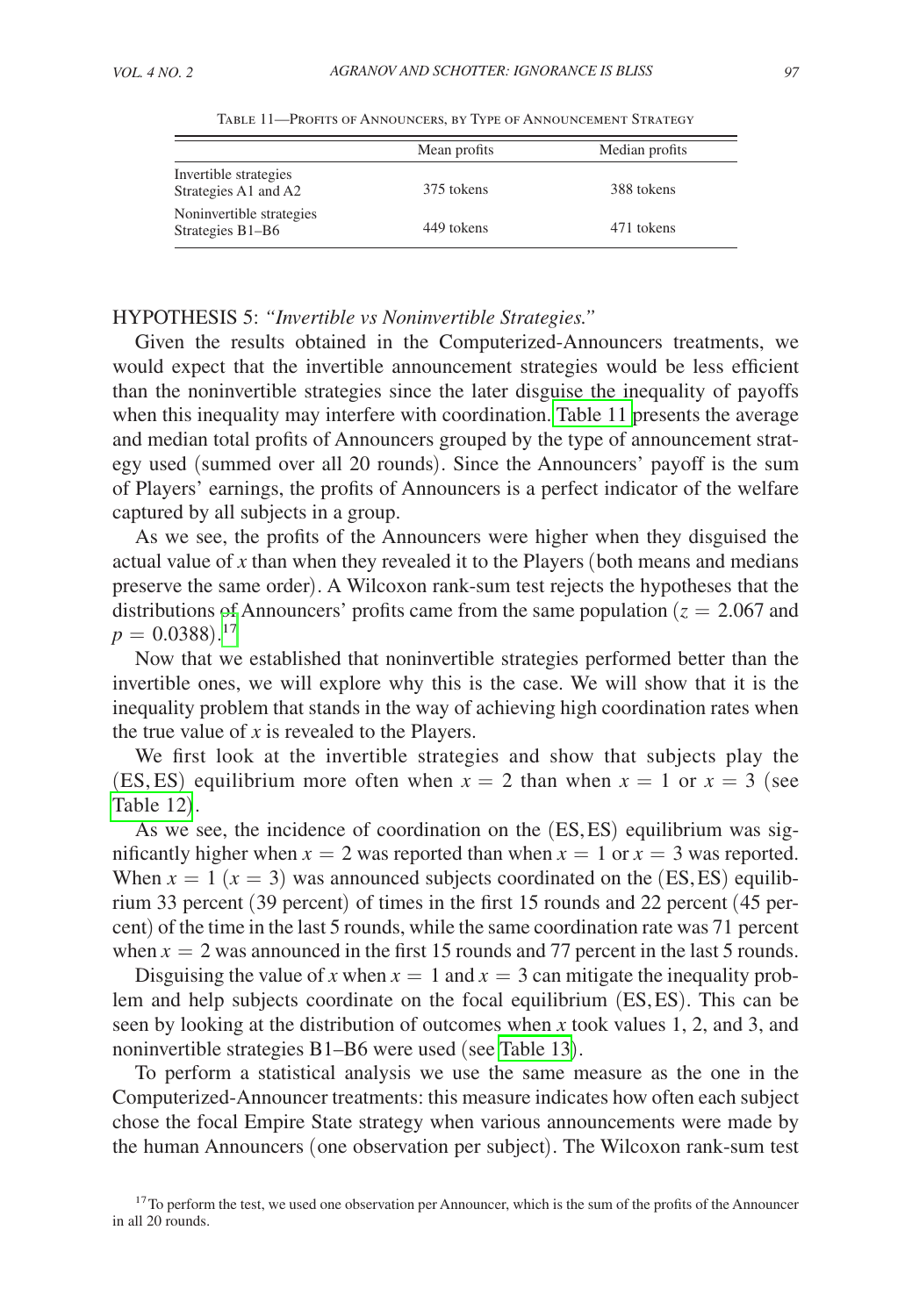Table 11—Profits of Announcers, by Type of Announcement Strategy

| | Mean profits | Median profits |
|---|---|---|
| Invertible strategies Strategies A1 and A2 | 375 tokens | 388 tokens |
| Noninvertible strategies Strategies B1–B6 | 449 tokens | 471 tokens |

HYPOTHESIS 5: *"Invertible vs Noninvertible Strategies."*

Given the results obtained in the Computerized-Announcers treatments, we would expect that the invertible announcement strategies would be less efficient than the noninvertible strategies since the later disguise the inequality of payoffs when this inequality may interfere with coordination. Table 11 presents the average and median total profits of Announcers grouped by the type of announcement strategy used (summed over all 20 rounds). Since the Announcers' payoff is the sum of Players' earnings, the profits of Announcers is a perfect indicator of the welfare captured by all subjects in a group.

As we see, the profits of the Announcers were higher when they disguised the actual value of $x$ than when they revealed it to the Players (both means and medians preserve the same order). A Wilcoxon rank-sum test rejects the hypotheses that the distributions of Announcers' profits came from the same population ($z = 2.067$ and $p = 0.0388$).[17]

Now that we established that noninvertible strategies performed better than the invertible ones, we will explore why this is the case. We will show that it is the inequality problem that stands in the way of achieving high coordination rates when the true value of $x$ is revealed to the Players.

We first look at the invertible strategies and show that subjects play the (ES, ES) equilibrium more often when $x = 2$ than when $x = 1$ or $x = 3$ (see Table 12).

As we see, the incidence of coordination on the (ES, ES) equilibrium was significantly higher when $x = 2$ was reported than when $x = 1$ or $x = 3$ was reported. When $x = 1$ ($x = 3$) was announced subjects coordinated on the (ES, ES) equilibrium 33 percent (39 percent) of times in the first 15 rounds and 22 percent (45 percent) of the time in the last 5 rounds, while the same coordination rate was 71 percent when $x = 2$ was announced in the first 15 rounds and 77 percent in the last 5 rounds.

Disguising the value of $x$ when $x = 1$ and $x = 3$ can mitigate the inequality problem and help subjects coordinate on the focal equilibrium (ES, ES). This can be seen by looking at the distribution of outcomes when $x$ took values 1, 2, and 3, and noninvertible strategies B1–B6 were used (see Table 13).

To perform a statistical analysis we use the same measure as the one in the Computerized-Announcer treatments: this measure indicates how often each subject chose the focal Empire State strategy when various announcements were made by the human Announcers (one observation per subject). The Wilcoxon rank-sum test

[17] To perform the test, we used one observation per Announcer, which is the sum of the profits of the Announcer in all 20 rounds.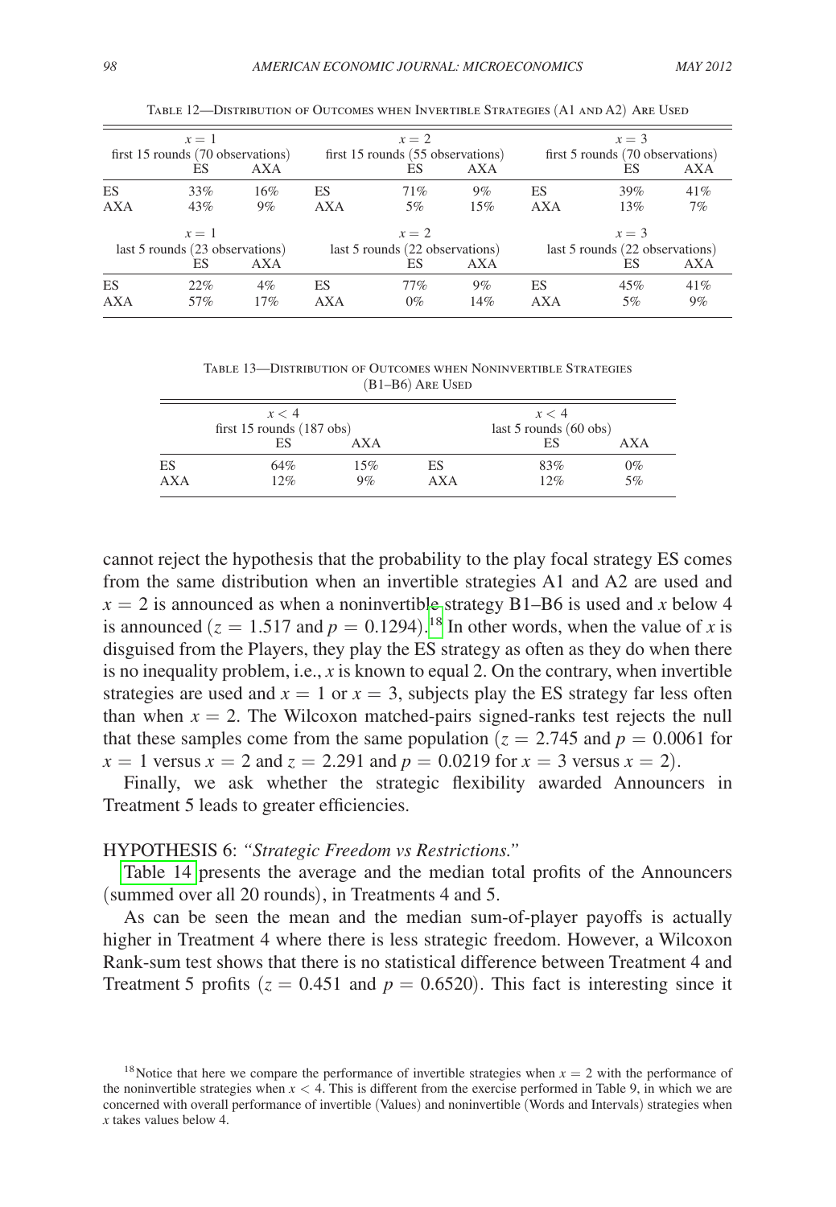Table 12—Distribution of Outcomes when Invertible Strategies (A1 and A2) Are Used

| | $x = 1$ first 15 rounds (70 observations) | | | $x = 2$ first 15 rounds (55 observations) | | | $x = 3$ first 5 rounds (70 observations) | |
|---|---|---|---|---|---|---|---|---|
| | ES | AXA | | ES | AXA | | ES | AXA |
| ES | 33% | 16% | ES | 71% | 9% | ES | 39% | 41% |
| AXA | 43% | 9% | AXA | 5% | 15% | AXA | 13% | 7% |
| | $x = 1$ last 5 rounds (23 observations) | | | $x = 2$ last 5 rounds (22 observations) | | | $x = 3$ last 5 rounds (22 observations) | |
| | ES | AXA | | ES | AXA | | ES | AXA |
| ES | 22% | 4% | ES | 77% | 9% | ES | 45% | 41% |
| AXA | 57% | 17% | AXA | 0% | 14% | AXA | 5% | 9% |

Table 13—Distribution of Outcomes when Noninvertible Strategies (B1–B6) Are Used

| | $x < 4$ first 15 rounds (187 obs) | | | $x < 4$ last 5 rounds (60 obs) | |
|---|---|---|---|---|---|
| | ES | AXA | | ES | AXA |
| ES | 64% | 15% | ES | 83% | 0% |
| AXA | 12% | 9% | AXA | 12% | 5% |

cannot reject the hypothesis that the probability to the play focal strategy ES comes from the same distribution when an invertible strategies A1 and A2 are used and $x = 2$ is announced as when a noninvertible strategy B1–B6 is used and $x$ below 4 is announced ($z = 1.517$ and $p = 0.1294$).[18] In other words, when the value of $x$ is disguised from the Players, they play the ES strategy as often as they do when there is no inequality problem, i.e., $x$ is known to equal 2. On the contrary, when invertible strategies are used and $x = 1$ or $x = 3$, subjects play the ES strategy far less often than when $x = 2$. The Wilcoxon matched-pairs signed-ranks test rejects the null that these samples come from the same population ($z = 2.745$ and $p = 0.0061$ for $x = 1$ versus $x = 2$ and $z = 2.291$ and $p = 0.0219$ for $x = 3$ versus $x = 2$).

Finally, we ask whether the strategic flexibility awarded Announcers in Treatment 5 leads to greater efficiencies.

HYPOTHESIS 6: *"Strategic Freedom vs Restrictions."*

Table 14 presents the average and the median total profits of the Announcers (summed over all 20 rounds), in Treatments 4 and 5.

As can be seen the mean and the median sum-of-player payoffs is actually higher in Treatment 4 where there is less strategic freedom. However, a Wilcoxon Rank-sum test shows that there is no statistical difference between Treatment 4 and Treatment 5 profits ($z = 0.451$ and $p = 0.6520$). This fact is interesting since it

[18] Notice that here we compare the performance of invertible strategies when $x = 2$ with the performance of the noninvertible strategies when $x < 4$. This is different from the exercise performed in Table 9, in which we are concerned with overall performance of invertible (Values) and noninvertible (Words and Intervals) strategies when $x$ takes values below 4.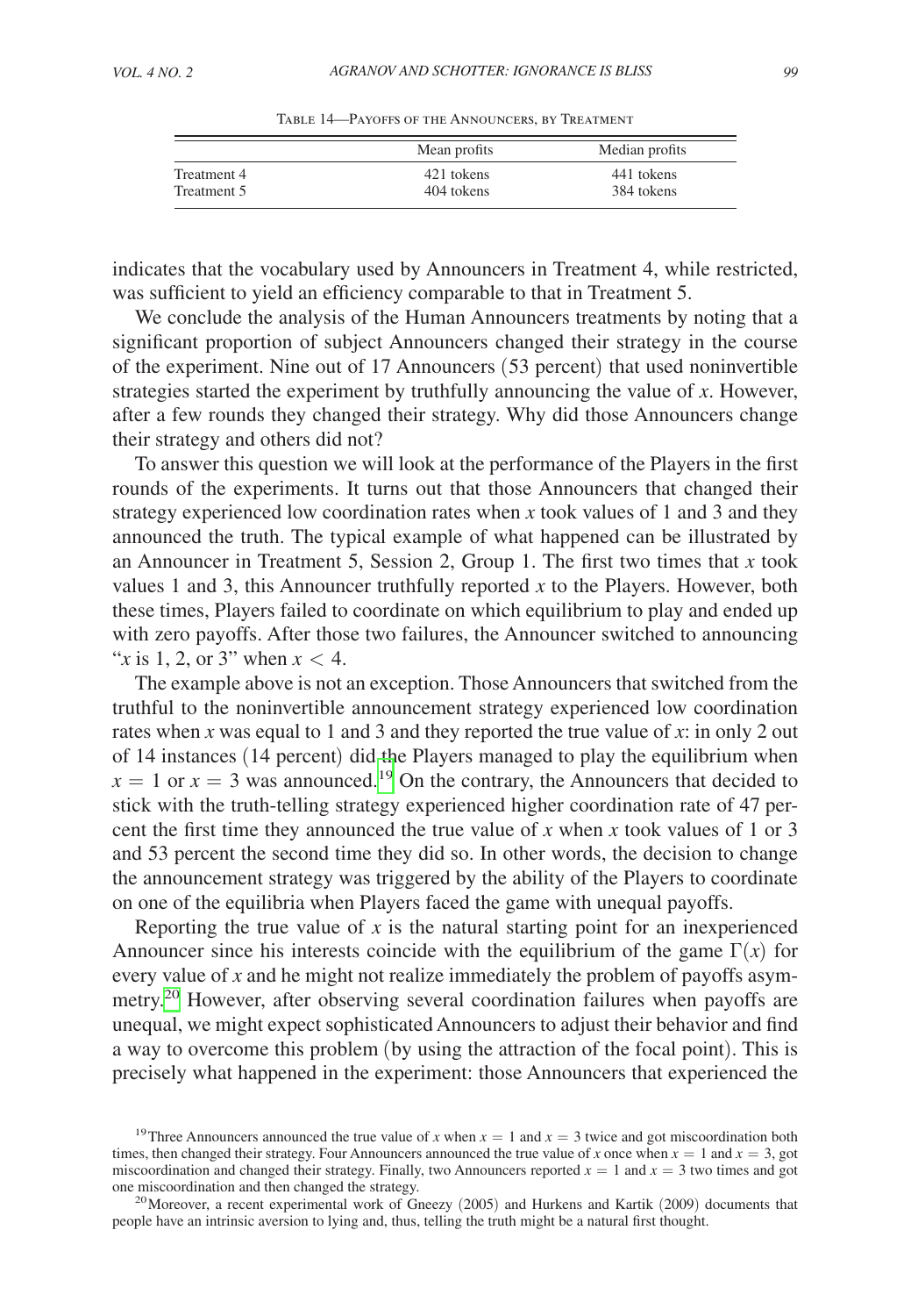Table 14—Payoffs of the Announcers, by Treatment

| | Mean profits | Median profits |
|---|---|---|
| Treatment 4 | 421 tokens | 441 tokens |
| Treatment 5 | 404 tokens | 384 tokens |

indicates that the vocabulary used by Announcers in Treatment 4, while restricted, was sufficient to yield an efficiency comparable to that in Treatment 5.

We conclude the analysis of the Human Announcers treatments by noting that a significant proportion of subject Announcers changed their strategy in the course of the experiment. Nine out of 17 Announcers (53 percent) that used noninvertible strategies started the experiment by truthfully announcing the value of $x$. However, after a few rounds they changed their strategy. Why did those Announcers change their strategy and others did not?

To answer this question we will look at the performance of the Players in the first rounds of the experiments. It turns out that those Announcers that changed their strategy experienced low coordination rates when $x$ took values of 1 and 3 and they announced the truth. The typical example of what happened can be illustrated by an Announcer in Treatment 5, Session 2, Group 1. The first two times that $x$ took values 1 and 3, this Announcer truthfully reported $x$ to the Players. However, both these times, Players failed to coordinate on which equilibrium to play and ended up with zero payoffs. After those two failures, the Announcer switched to announcing "$x$ is 1, 2, or 3" when $x < 4$.

The example above is not an exception. Those Announcers that switched from the truthful to the noninvertible announcement strategy experienced low coordination rates when $x$ was equal to 1 and 3 and they reported the true value of $x$: in only 2 out of 14 instances (14 percent) did the Players managed to play the equilibrium when $x = 1$ or $x = 3$ was announced.[19] On the contrary, the Announcers that decided to stick with the truth-telling strategy experienced higher coordination rate of 47 percent the first time they announced the true value of $x$ when $x$ took values of 1 or 3 and 53 percent the second time they did so. In other words, the decision to change the announcement strategy was triggered by the ability of the Players to coordinate on one of the equilibria when Players faced the game with unequal payoffs.

Reporting the true value of $x$ is the natural starting point for an inexperienced Announcer since his interests coincide with the equilibrium of the game $\Gamma(x)$ for every value of $x$ and he might not realize immediately the problem of payoffs asymmetry.[20] However, after observing several coordination failures when payoffs are unequal, we might expect sophisticated Announcers to adjust their behavior and find a way to overcome this problem (by using the attraction of the focal point). This is precisely what happened in the experiment: those Announcers that experienced the

[19] Three Announcers announced the true value of $x$ when $x = 1$ and $x = 3$ twice and got miscoordination both times, then changed their strategy. Four Announcers announced the true value of $x$ once when $x = 1$ and $x = 3$, got miscoordination and changed their strategy. Finally, two Announcers reported $x = 1$ and $x = 3$ two times and got one miscoordination and then changed the strategy.

[20] Moreover, a recent experimental work of Gneezy (2005) and Hurkens and Kartik (2009) documents that people have an intrinsic aversion to lying and, thus, telling the truth might be a natural first thought.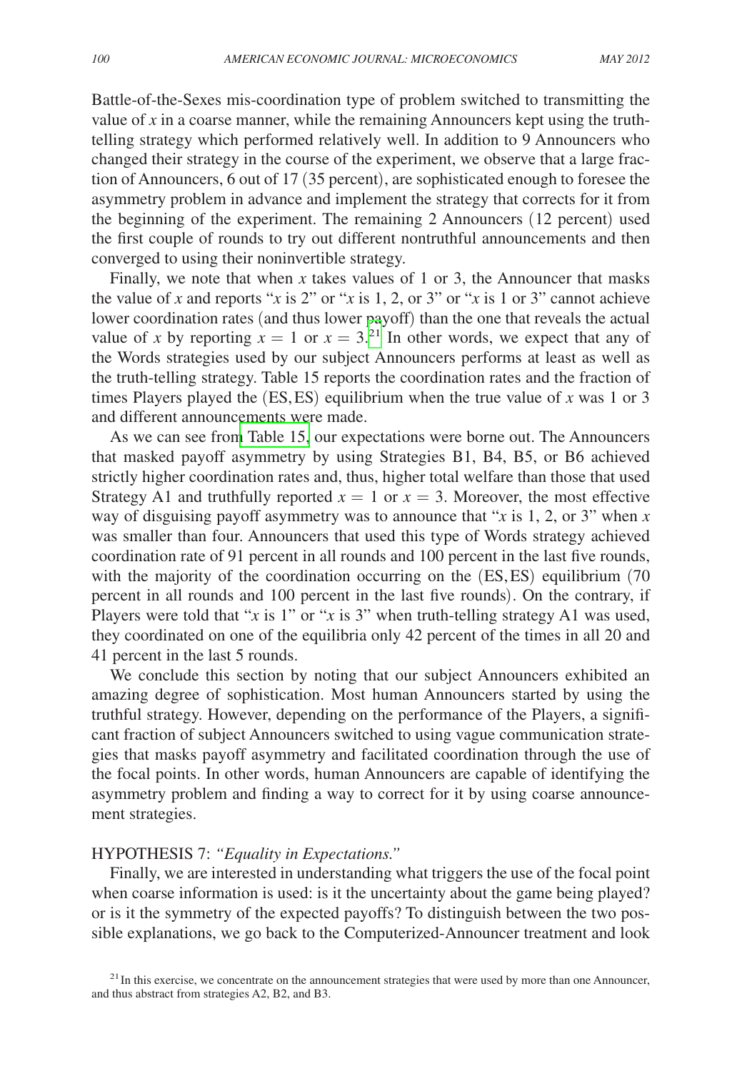Battle-of-the-Sexes mis-coordination type of problem switched to transmitting the value of $x$ in a coarse manner, while the remaining Announcers kept using the truth-telling strategy which performed relatively well. In addition to 9 Announcers who changed their strategy in the course of the experiment, we observe that a large fraction of Announcers, 6 out of 17 (35 percent), are sophisticated enough to foresee the asymmetry problem in advance and implement the strategy that corrects for it from the beginning of the experiment. The remaining 2 Announcers (12 percent) used the first couple of rounds to try out different nontruthful announcements and then converged to using their noninvertible strategy.

Finally, we note that when $x$ takes values of 1 or 3, the Announcer that masks the value of $x$ and reports "$x$ is 2" or "$x$ is 1, 2, or 3" or "$x$ is 1 or 3" cannot achieve lower coordination rates (and thus lower payoff) than the one that reveals the actual value of $x$ by reporting $x = 1$ or $x = 3$.[21] In other words, we expect that any of the Words strategies used by our subject Announcers performs at least as well as the truth-telling strategy. Table 15 reports the coordination rates and the fraction of times Players played the $(\mathrm{ES}, \mathrm{ES})$ equilibrium when the true value of $x$ was 1 or 3 and different announcements were made.

As we can see from Table 15, our expectations were borne out. The Announcers that masked payoff asymmetry by using Strategies B1, B4, B5, or B6 achieved strictly higher coordination rates and, thus, higher total welfare than those that used Strategy A1 and truthfully reported $x = 1$ or $x = 3$. Moreover, the most effective way of disguising payoff asymmetry was to announce that "$x$ is 1, 2, or 3" when $x$ was smaller than four. Announcers that used this type of Words strategy achieved coordination rate of 91 percent in all rounds and 100 percent in the last five rounds, with the majority of the coordination occurring on the $(\mathrm{ES}, \mathrm{ES})$ equilibrium (70 percent in all rounds and 100 percent in the last five rounds). On the contrary, if Players were told that "$x$ is 1" or "$x$ is 3" when truth-telling strategy A1 was used, they coordinated on one of the equilibria only 42 percent of the times in all 20 and 41 percent in the last 5 rounds.

We conclude this section by noting that our subject Announcers exhibited an amazing degree of sophistication. Most human Announcers started by using the truthful strategy. However, depending on the performance of the Players, a significant fraction of subject Announcers switched to using vague communication strategies that masks payoff asymmetry and facilitated coordination through the use of the focal points. In other words, human Announcers are capable of identifying the asymmetry problem and finding a way to correct for it by using coarse announcement strategies.

HYPOTHESIS 7: *"Equality in Expectations."*

Finally, we are interested in understanding what triggers the use of the focal point when coarse information is used: is it the uncertainty about the game being played? or is it the symmetry of the expected payoffs? To distinguish between the two possible explanations, we go back to the Computerized-Announcer treatment and look

[21] In this exercise, we concentrate on the announcement strategies that were used by more than one Announcer, and thus abstract from strategies A2, B2, and B3.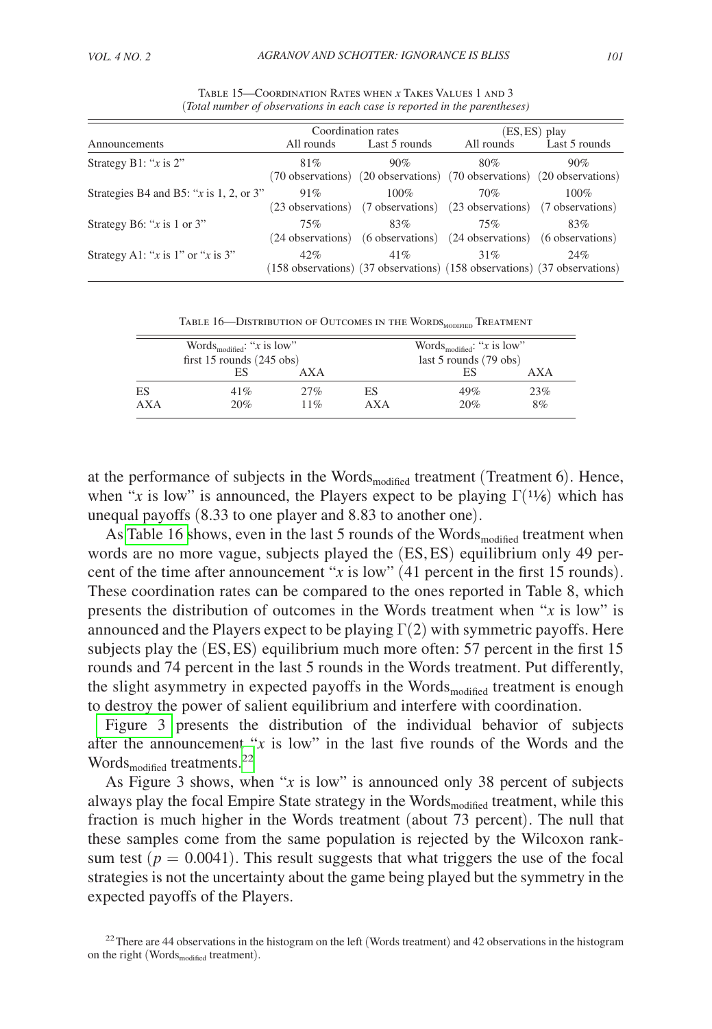Table 15—Coordination Rates when $x$ Takes Values 1 and 3
(*Total number of observations in each case is reported in the parentheses*)

| Announcements | Coordination rates | | (ES, ES) play | |
|---|---|---|---|---|
| | All rounds | Last 5 rounds | All rounds | Last 5 rounds |
| Strategy B1: "$x$ is 2" | 81% (70 observations) | 90% (20 observations) | 80% (70 observations) | 90% (20 observations) |
| Strategies B4 and B5: "$x$ is 1, 2, or 3" | 91% (23 observations) | 100% (7 observations) | 70% (23 observations) | 100% (7 observations) |
| Strategy B6: "$x$ is 1 or 3" | 75% (24 observations) | 83% (6 observations) | 75% (24 observations) | 83% (6 observations) |
| Strategy A1: "$x$ is 1" or "$x$ is 3" | 42% (158 observations) | 41% (37 observations) | 31% (158 observations) | 24% (37 observations) |

Table 16—Distribution of Outcomes in the $\text{Words}_{\text{modified}}$ Treatment

| | $\text{Words}_{\text{modified}}$: "$x$ is low" first 15 rounds (245 obs) | | | $\text{Words}_{\text{modified}}$: "$x$ is low" last 5 rounds (79 obs) | |
|---|---|---|---|---|---|
| | ES | AXA | | ES | AXA |
| ES | 41% | 27% | ES | 49% | 23% |
| AXA | 20% | 11% | AXA | 20% | 8% |

at the performance of subjects in the $\text{Words}_{\text{modified}}$ treatment (Treatment 6). Hence, when "$x$ is low" is announced, the Players expect to be playing $\Gamma(11/6)$ which has unequal payoffs (8.33 to one player and 8.83 to another one).

As Table 16 shows, even in the last 5 rounds of the $\text{Words}_{\text{modified}}$ treatment when words are no more vague, subjects played the (ES, ES) equilibrium only 49 percent of the time after announcement "$x$ is low" (41 percent in the first 15 rounds). These coordination rates can be compared to the ones reported in Table 8, which presents the distribution of outcomes in the Words treatment when "$x$ is low" is announced and the Players expect to be playing $\Gamma(2)$ with symmetric payoffs. Here subjects play the (ES, ES) equilibrium much more often: 57 percent in the first 15 rounds and 74 percent in the last 5 rounds in the Words treatment. Put differently, the slight asymmetry in expected payoffs in the $\text{Words}_{\text{modified}}$ treatment is enough to destroy the power of salient equilibrium and interfere with coordination.

Figure 3 presents the distribution of the individual behavior of subjects after the announcement "$x$ is low" in the last five rounds of the Words and the $\text{Words}_{\text{modified}}$ treatments.[22]

As Figure 3 shows, when "$x$ is low" is announced only 38 percent of subjects always play the focal Empire State strategy in the $\text{Words}_{\text{modified}}$ treatment, while this fraction is much higher in the Words treatment (about 73 percent). The null that these samples come from the same population is rejected by the Wilcoxon rank-sum test ($p = 0.0041$). This result suggests that what triggers the use of the focal strategies is not the uncertainty about the game being played but the symmetry in the expected payoffs of the Players.

[22] There are 44 observations in the histogram on the left (Words treatment) and 42 observations in the histogram on the right ($\text{Words}_{\text{modified}}$ treatment).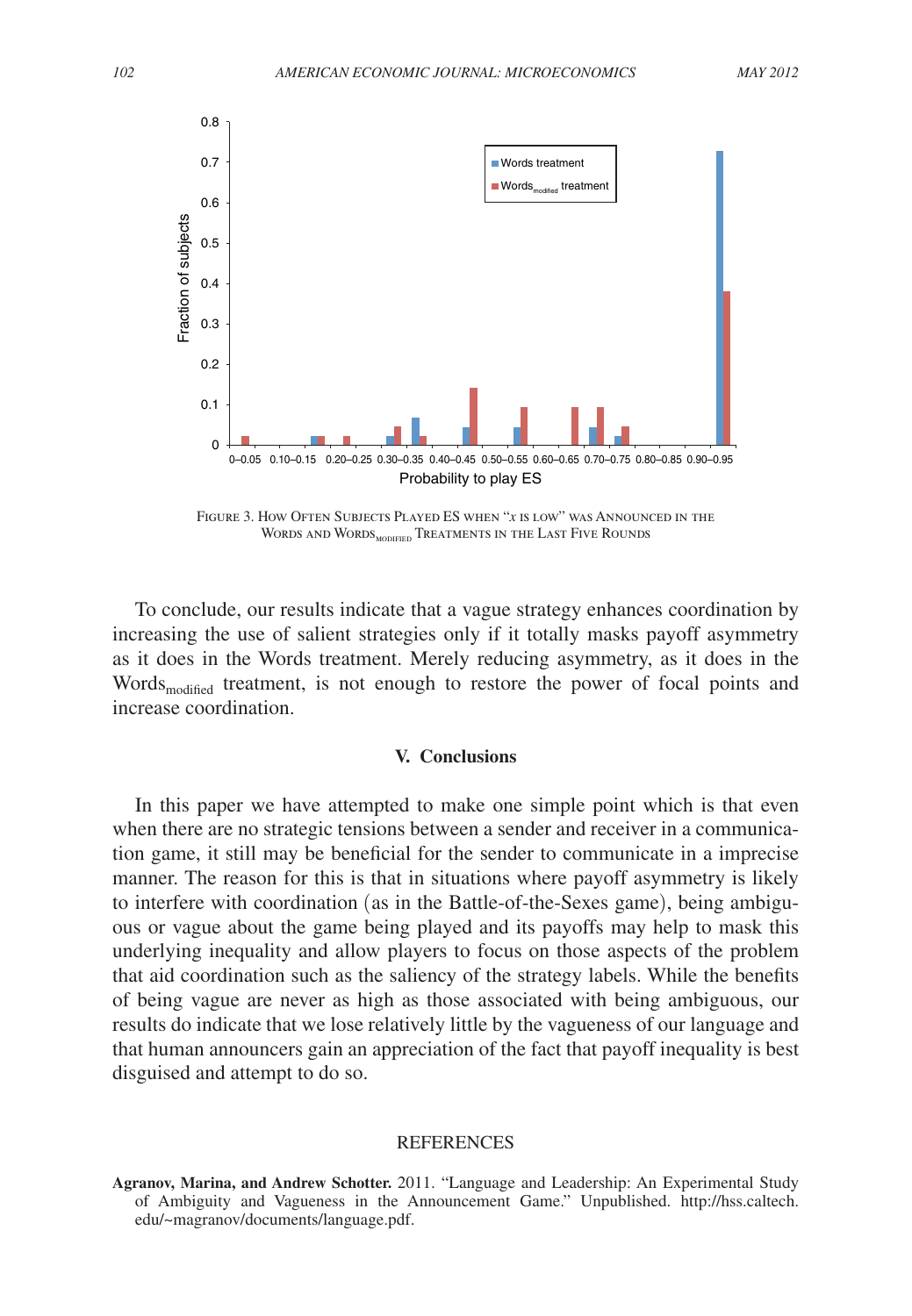FIGURE 3. HOW OFTEN SUBJECTS PLAYED ES WHEN "$x$ IS LOW" WAS ANNOUNCED IN THE WORDS AND WORDS$_{\text{MODIFIED}}$ TREATMENTS IN THE LAST FIVE ROUNDS

To conclude, our results indicate that a vague strategy enhances coordination by increasing the use of salient strategies only if it totally masks payoff asymmetry as it does in the Words treatment. Merely reducing asymmetry, as it does in the Words$_{\text{modified}}$ treatment, is not enough to restore the power of focal points and increase coordination.

## V. Conclusions

In this paper we have attempted to make one simple point which is that even when there are no strategic tensions between a sender and receiver in a communication game, it still may be beneficial for the sender to communicate in a imprecise manner. The reason for this is that in situations where payoff asymmetry is likely to interfere with coordination (as in the Battle-of-the-Sexes game), being ambiguous or vague about the game being played and its payoffs may help to mask this underlying inequality and allow players to focus on those aspects of the problem that aid coordination such as the saliency of the strategy labels. While the benefits of being vague are never as high as those associated with being ambiguous, our results do indicate that we lose relatively little by the vagueness of our language and that human announcers gain an appreciation of the fact that payoff inequality is best disguised and attempt to do so.

## REFERENCES

**Agranov, Marina, and Andrew Schotter.** 2011. "Language and Leadership: An Experimental Study of Ambiguity and Vagueness in the Announcement Game." Unpublished. http://hss.caltech.edu/~magranov/documents/language.pdf.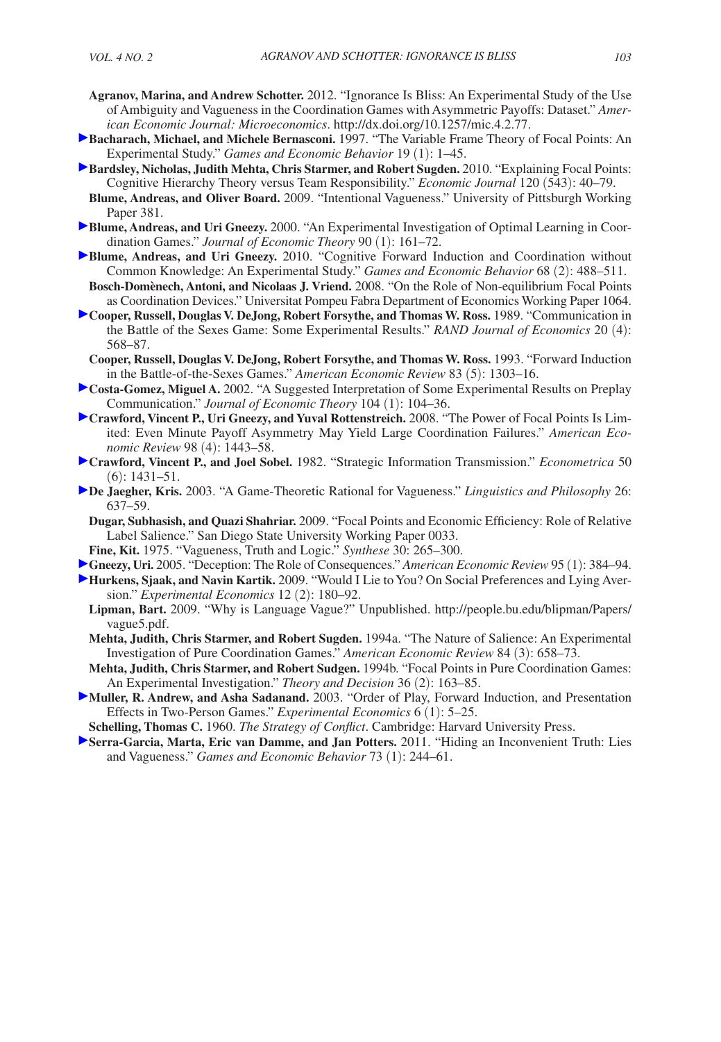**Agranov, Marina, and Andrew Schotter.** 2012. "Ignorance Is Bliss: An Experimental Study of the Use of Ambiguity and Vagueness in the Coordination Games with Asymmetric Payoffs: Dataset." *American Economic Journal: Microeconomics*. http://dx.doi.org/10.1257/mic.4.2.77.

**Bacharach, Michael, and Michele Bernasconi.** 1997. "The Variable Frame Theory of Focal Points: An Experimental Study." *Games and Economic Behavior* 19 (1): 1–45.

**Bardsley, Nicholas, Judith Mehta, Chris Starmer, and Robert Sugden.** 2010. "Explaining Focal Points: Cognitive Hierarchy Theory versus Team Responsibility." *Economic Journal* 120 (543): 40–79.

**Blume, Andreas, and Oliver Board.** 2009. "Intentional Vagueness." University of Pittsburgh Working Paper 381.

**Blume, Andreas, and Uri Gneezy.** 2000. "An Experimental Investigation of Optimal Learning in Coordination Games." *Journal of Economic Theory* 90 (1): 161–72.

**Blume, Andreas, and Uri Gneezy.** 2010. "Cognitive Forward Induction and Coordination without Common Knowledge: An Experimental Study." *Games and Economic Behavior* 68 (2): 488–511.

**Bosch-Domènech, Antoni, and Nicolaas J. Vriend.** 2008. "On the Role of Non-equilibrium Focal Points as Coordination Devices." Universitat Pompeu Fabra Department of Economics Working Paper 1064.

**Cooper, Russell, Douglas V. DeJong, Robert Forsythe, and Thomas W. Ross.** 1989. "Communication in the Battle of the Sexes Game: Some Experimental Results." *RAND Journal of Economics* 20 (4): 568–87.

**Cooper, Russell, Douglas V. DeJong, Robert Forsythe, and Thomas W. Ross.** 1993. "Forward Induction in the Battle-of-the-Sexes Games." *American Economic Review* 83 (5): 1303–16.

**Costa-Gomez, Miguel A.** 2002. "A Suggested Interpretation of Some Experimental Results on Preplay Communication." *Journal of Economic Theory* 104 (1): 104–36.

**Crawford, Vincent P., Uri Gneezy, and Yuval Rottenstreich.** 2008. "The Power of Focal Points Is Limited: Even Minute Payoff Asymmetry May Yield Large Coordination Failures." *American Economic Review* 98 (4): 1443–58.

**Crawford, Vincent P., and Joel Sobel.** 1982. "Strategic Information Transmission." *Econometrica* 50 (6): 1431–51.

**De Jaegher, Kris.** 2003. "A Game-Theoretic Rational for Vagueness." *Linguistics and Philosophy* 26: 637–59.

**Dugar, Subhasish, and Quazi Shahriar.** 2009. "Focal Points and Economic Efficiency: Role of Relative Label Salience." San Diego State University Working Paper 0033.

**Fine, Kit.** 1975. "Vagueness, Truth and Logic." *Synthese* 30: 265–300.

**Gneezy, Uri.** 2005. "Deception: The Role of Consequences." *American Economic Review* 95 (1): 384–94.

**Hurkens, Sjaak, and Navin Kartik.** 2009. "Would I Lie to You? On Social Preferences and Lying Aversion." *Experimental Economics* 12 (2): 180–92.

**Lipman, Bart.** 2009. "Why is Language Vague?" Unpublished. http://people.bu.edu/blipman/Papers/vague5.pdf.

**Mehta, Judith, Chris Starmer, and Robert Sugden.** 1994a. "The Nature of Salience: An Experimental Investigation of Pure Coordination Games." *American Economic Review* 84 (3): 658–73.

**Mehta, Judith, Chris Starmer, and Robert Sugden.** 1994b. "Focal Points in Pure Coordination Games: An Experimental Investigation." *Theory and Decision* 36 (2): 163–85.

**Muller, R. Andrew, and Asha Sadanand.** 2003. "Order of Play, Forward Induction, and Presentation Effects in Two-Person Games." *Experimental Economics* 6 (1): 5–25.

**Schelling, Thomas C.** 1960. *The Strategy of Conflict*. Cambridge: Harvard University Press.

**Serra-Garcia, Marta, Eric van Damme, and Jan Potters.** 2011. "Hiding an Inconvenient Truth: Lies and Vagueness." *Games and Economic Behavior* 73 (1): 244–61.